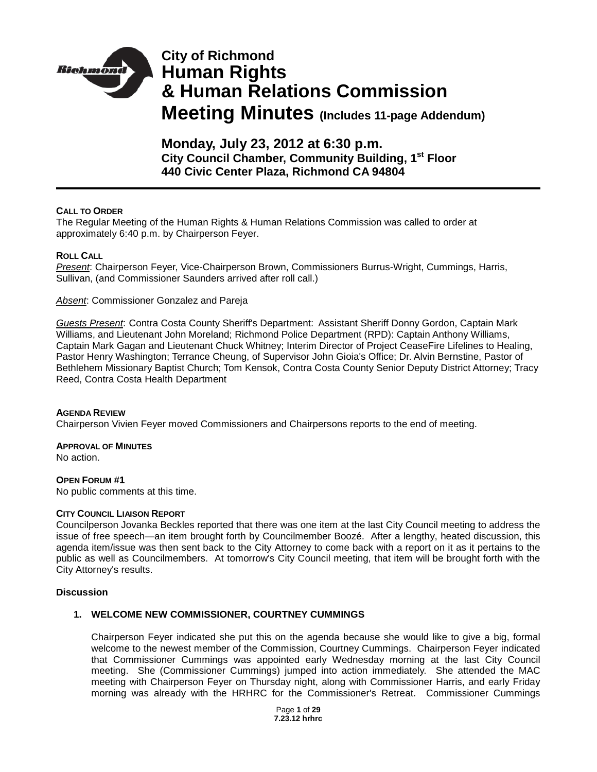# City of Richmond Human Rights & Human Relations Commission Meeting Minutes (Includes 11-page Addendum)

## Monday, July 23, 2012 at 6:30 p.m.

### City Council Chamber, Community Building, 1st Floor
### 440 Civic Center Plaza, Richmond CA 94804

---

**CALL TO ORDER**

The Regular Meeting of the Human Rights & Human Relations Commission was called to order at approximately 6:40 p.m. by Chairperson Feyer.

**ROLL CALL**

*Present*: Chairperson Feyer, Vice-Chairperson Brown, Commissioners Burrus-Wright, Cummings, Harris, Sullivan, (and Commissioner Saunders arrived after roll call.)

*Absent*: Commissioner Gonzalez and Pareja

*Guests Present*: Contra Costa County Sheriff's Department: Assistant Sheriff Donny Gordon, Captain Mark Williams, and Lieutenant John Moreland; Richmond Police Department (RPD): Captain Anthony Williams, Captain Mark Gagan and Lieutenant Chuck Whitney; Interim Director of Project CeaseFire Lifelines to Healing, Pastor Henry Washington; Terrance Cheung, of Supervisor John Gioia's Office; Dr. Alvin Bernstine, Pastor of Bethlehem Missionary Baptist Church; Tom Kensok, Contra Costa County Senior Deputy District Attorney; Tracy Reed, Contra Costa Health Department

**AGENDA REVIEW**

Chairperson Vivien Feyer moved Commissioners and Chairpersons reports to the end of meeting.

**APPROVAL OF MINUTES**

No action.

**OPEN FORUM #1**

No public comments at this time.

**CITY COUNCIL LIAISON REPORT**

Councilperson Jovanka Beckles reported that there was one item at the last City Council meeting to address the issue of free speech—an item brought forth by Councilmember Boozé. After a lengthy, heated discussion, this agenda item/issue was then sent back to the City Attorney to come back with a report on it as it pertains to the public as well as Councilmembers. At tomorrow's City Council meeting, that item will be brought forth with the City Attorney's results.

**Discussion**

**1. WELCOME NEW COMMISSIONER, COURTNEY CUMMINGS**

Chairperson Feyer indicated she put this on the agenda because she would like to give a big, formal welcome to the newest member of the Commission, Courtney Cummings. Chairperson Feyer indicated that Commissioner Cummings was appointed early Wednesday morning at the last City Council meeting. She (Commissioner Cummings) jumped into action immediately. She attended the MAC meeting with Chairperson Feyer on Thursday night, along with Commissioner Harris, and early Friday morning was already with the HRHRC for the Commissioner's Retreat. Commissioner Cummings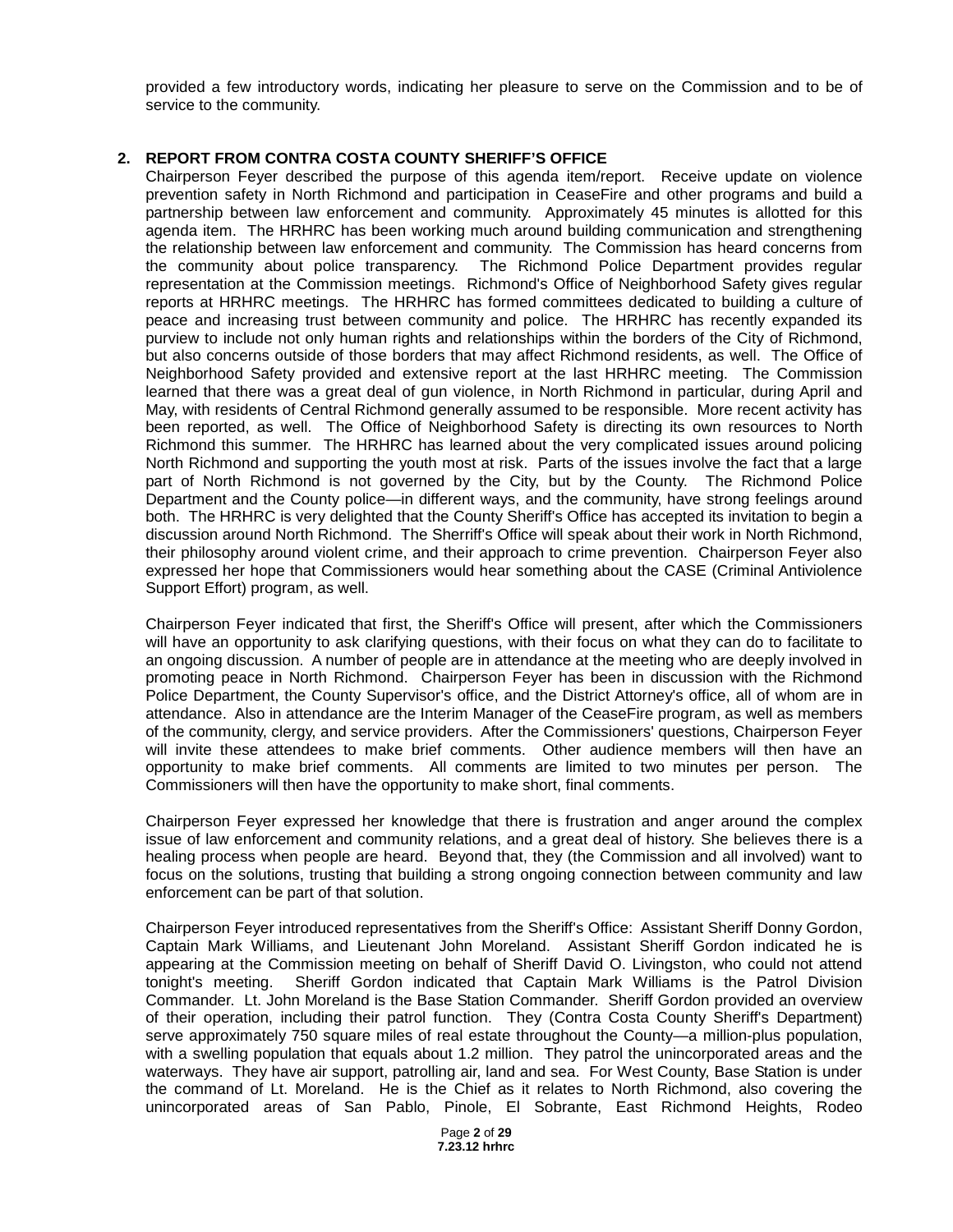provided a few introductory words, indicating her pleasure to serve on the Commission and to be of service to the community.

**2. REPORT FROM CONTRA COSTA COUNTY SHERIFF'S OFFICE**

Chairperson Feyer described the purpose of this agenda item/report. Receive update on violence prevention safety in North Richmond and participation in CeaseFire and other programs and build a partnership between law enforcement and community. Approximately 45 minutes is allotted for this agenda item. The HRHRC has been working much around building communication and strengthening the relationship between law enforcement and community. The Commission has heard concerns from the community about police transparency. The Richmond Police Department provides regular representation at the Commission meetings. Richmond's Office of Neighborhood Safety gives regular reports at HRHRC meetings. The HRHRC has formed committees dedicated to building a culture of peace and increasing trust between community and police. The HRHRC has recently expanded its purview to include not only human rights and relationships within the borders of the City of Richmond, but also concerns outside of those borders that may affect Richmond residents, as well. The Office of Neighborhood Safety provided and extensive report at the last HRHRC meeting. The Commission learned that there was a great deal of gun violence, in North Richmond in particular, during April and May, with residents of Central Richmond generally assumed to be responsible. More recent activity has been reported, as well. The Office of Neighborhood Safety is directing its own resources to North Richmond this summer. The HRHRC has learned about the very complicated issues around policing North Richmond and supporting the youth most at risk. Parts of the issues involve the fact that a large part of North Richmond is not governed by the City, but by the County. The Richmond Police Department and the County police—in different ways, and the community, have strong feelings around both. The HRHRC is very delighted that the County Sheriff's Office has accepted its invitation to begin a discussion around North Richmond. The Sherriff's Office will speak about their work in North Richmond, their philosophy around violent crime, and their approach to crime prevention. Chairperson Feyer also expressed her hope that Commissioners would hear something about the CASE (Criminal Antiviolence Support Effort) program, as well.

Chairperson Feyer indicated that first, the Sheriff's Office will present, after which the Commissioners will have an opportunity to ask clarifying questions, with their focus on what they can do to facilitate to an ongoing discussion. A number of people are in attendance at the meeting who are deeply involved in promoting peace in North Richmond. Chairperson Feyer has been in discussion with the Richmond Police Department, the County Supervisor's office, and the District Attorney's office, all of whom are in attendance. Also in attendance are the Interim Manager of the CeaseFire program, as well as members of the community, clergy, and service providers. After the Commissioners' questions, Chairperson Feyer will invite these attendees to make brief comments. Other audience members will then have an opportunity to make brief comments. All comments are limited to two minutes per person. The Commissioners will then have the opportunity to make short, final comments.

Chairperson Feyer expressed her knowledge that there is frustration and anger around the complex issue of law enforcement and community relations, and a great deal of history. She believes there is a healing process when people are heard. Beyond that, they (the Commission and all involved) want to focus on the solutions, trusting that building a strong ongoing connection between community and law enforcement can be part of that solution.

Chairperson Feyer introduced representatives from the Sheriff's Office: Assistant Sheriff Donny Gordon, Captain Mark Williams, and Lieutenant John Moreland. Assistant Sheriff Gordon indicated he is appearing at the Commission meeting on behalf of Sheriff David O. Livingston, who could not attend tonight's meeting. Sheriff Gordon indicated that Captain Mark Williams is the Patrol Division Commander. Lt. John Moreland is the Base Station Commander. Sheriff Gordon provided an overview of their operation, including their patrol function. They (Contra Costa County Sheriff's Department) serve approximately 750 square miles of real estate throughout the County—a million-plus population, with a swelling population that equals about 1.2 million. They patrol the unincorporated areas and the waterways. They have air support, patrolling air, land and sea. For West County, Base Station is under the command of Lt. Moreland. He is the Chief as it relates to North Richmond, also covering the unincorporated areas of San Pablo, Pinole, El Sobrante, East Richmond Heights, Rodeo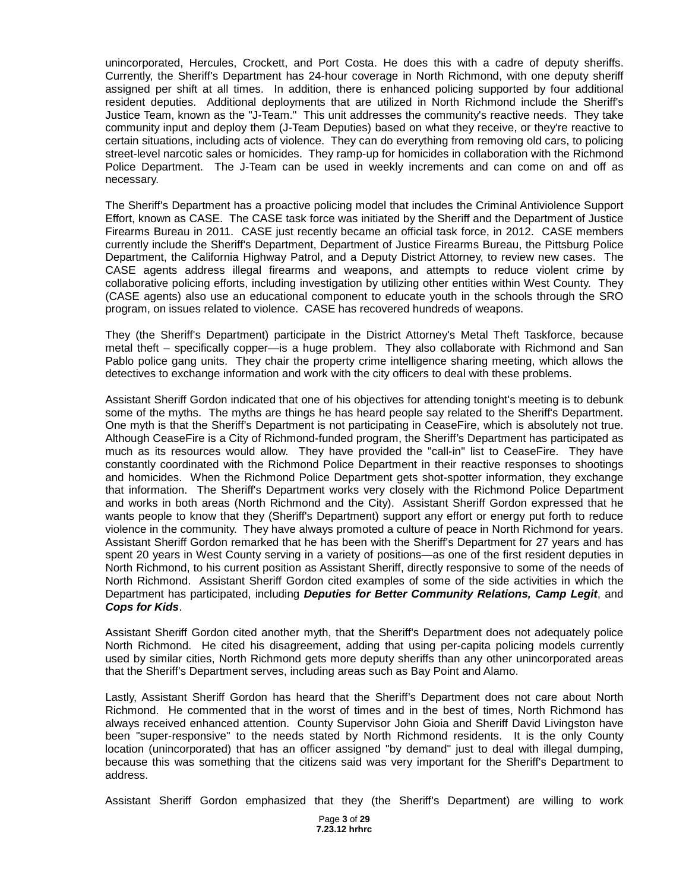unincorporated, Hercules, Crockett, and Port Costa. He does this with a cadre of deputy sheriffs. Currently, the Sheriff's Department has 24-hour coverage in North Richmond, with one deputy sheriff assigned per shift at all times. In addition, there is enhanced policing supported by four additional resident deputies. Additional deployments that are utilized in North Richmond include the Sheriff's Justice Team, known as the "J-Team." This unit addresses the community's reactive needs. They take community input and deploy them (J-Team Deputies) based on what they receive, or they're reactive to certain situations, including acts of violence. They can do everything from removing old cars, to policing street-level narcotic sales or homicides. They ramp-up for homicides in collaboration with the Richmond Police Department. The J-Team can be used in weekly increments and can come on and off as necessary.

The Sheriff's Department has a proactive policing model that includes the Criminal Antiviolence Support Effort, known as CASE. The CASE task force was initiated by the Sheriff and the Department of Justice Firearms Bureau in 2011. CASE just recently became an official task force, in 2012. CASE members currently include the Sheriff's Department, Department of Justice Firearms Bureau, the Pittsburg Police Department, the California Highway Patrol, and a Deputy District Attorney, to review new cases. The CASE agents address illegal firearms and weapons, and attempts to reduce violent crime by collaborative policing efforts, including investigation by utilizing other entities within West County. They (CASE agents) also use an educational component to educate youth in the schools through the SRO program, on issues related to violence. CASE has recovered hundreds of weapons.

They (the Sheriff's Department) participate in the District Attorney's Metal Theft Taskforce, because metal theft – specifically copper—is a huge problem. They also collaborate with Richmond and San Pablo police gang units. They chair the property crime intelligence sharing meeting, which allows the detectives to exchange information and work with the city officers to deal with these problems.

Assistant Sheriff Gordon indicated that one of his objectives for attending tonight's meeting is to debunk some of the myths. The myths are things he has heard people say related to the Sheriff's Department. One myth is that the Sheriff's Department is not participating in CeaseFire, which is absolutely not true. Although CeaseFire is a City of Richmond-funded program, the Sheriff's Department has participated as much as its resources would allow. They have provided the "call-in" list to CeaseFire. They have constantly coordinated with the Richmond Police Department in their reactive responses to shootings and homicides. When the Richmond Police Department gets shot-spotter information, they exchange that information. The Sheriff's Department works very closely with the Richmond Police Department and works in both areas (North Richmond and the City). Assistant Sheriff Gordon expressed that he wants people to know that they (Sheriff's Department) support any effort or energy put forth to reduce violence in the community. They have always promoted a culture of peace in North Richmond for years. Assistant Sheriff Gordon remarked that he has been with the Sheriff's Department for 27 years and has spent 20 years in West County serving in a variety of positions—as one of the first resident deputies in North Richmond, to his current position as Assistant Sheriff, directly responsive to some of the needs of North Richmond. Assistant Sheriff Gordon cited examples of some of the side activities in which the Department has participated, including ***Deputies for Better Community Relations, Camp Legit***, and ***Cops for Kids***.

Assistant Sheriff Gordon cited another myth, that the Sheriff's Department does not adequately police North Richmond. He cited his disagreement, adding that using per-capita policing models currently used by similar cities, North Richmond gets more deputy sheriffs than any other unincorporated areas that the Sheriff's Department serves, including areas such as Bay Point and Alamo.

Lastly, Assistant Sheriff Gordon has heard that the Sheriff's Department does not care about North Richmond. He commented that in the worst of times and in the best of times, North Richmond has always received enhanced attention. County Supervisor John Gioia and Sheriff David Livingston have been "super-responsive" to the needs stated by North Richmond residents. It is the only County location (unincorporated) that has an officer assigned "by demand" just to deal with illegal dumping, because this was something that the citizens said was very important for the Sheriff's Department to address.

Assistant Sheriff Gordon emphasized that they (the Sheriff's Department) are willing to work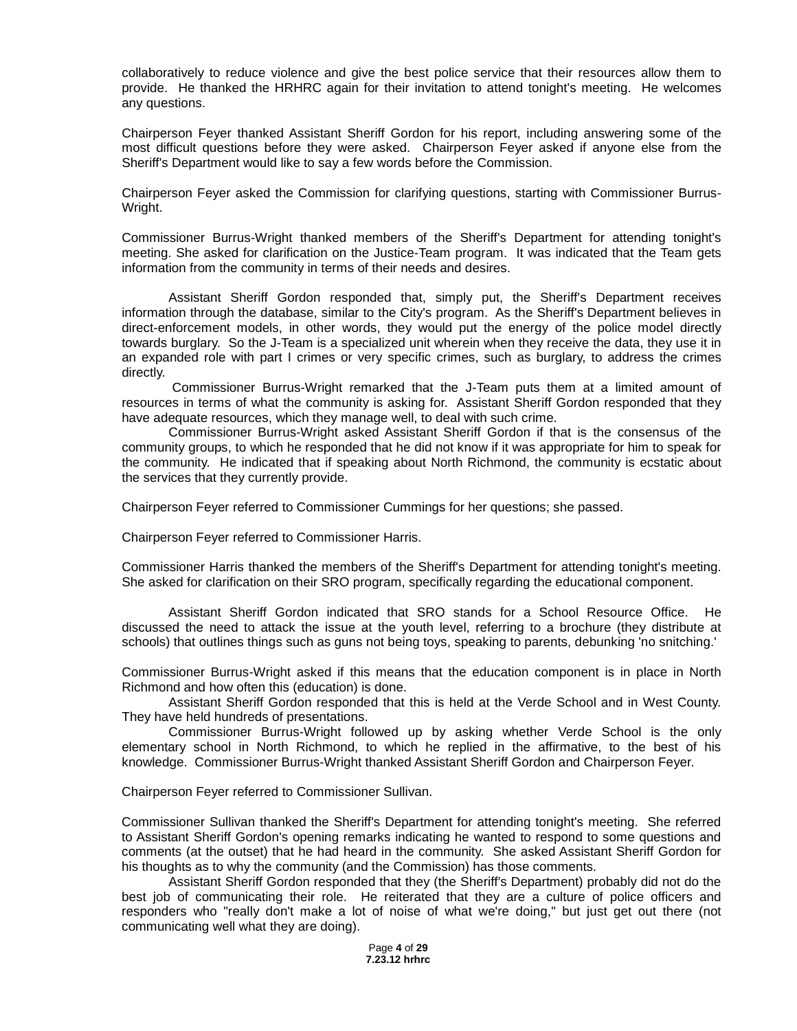collaboratively to reduce violence and give the best police service that their resources allow them to provide. He thanked the HRHRC again for their invitation to attend tonight's meeting. He welcomes any questions.

Chairperson Feyer thanked Assistant Sheriff Gordon for his report, including answering some of the most difficult questions before they were asked. Chairperson Feyer asked if anyone else from the Sheriff's Department would like to say a few words before the Commission.

Chairperson Feyer asked the Commission for clarifying questions, starting with Commissioner Burrus-Wright.

Commissioner Burrus-Wright thanked members of the Sheriff's Department for attending tonight's meeting. She asked for clarification on the Justice-Team program. It was indicated that the Team gets information from the community in terms of their needs and desires.

Assistant Sheriff Gordon responded that, simply put, the Sheriff's Department receives information through the database, similar to the City's program. As the Sheriff's Department believes in direct-enforcement models, in other words, they would put the energy of the police model directly towards burglary. So the J-Team is a specialized unit wherein when they receive the data, they use it in an expanded role with part I crimes or very specific crimes, such as burglary, to address the crimes directly.

Commissioner Burrus-Wright remarked that the J-Team puts them at a limited amount of resources in terms of what the community is asking for. Assistant Sheriff Gordon responded that they have adequate resources, which they manage well, to deal with such crime.

Commissioner Burrus-Wright asked Assistant Sheriff Gordon if that is the consensus of the community groups, to which he responded that he did not know if it was appropriate for him to speak for the community. He indicated that if speaking about North Richmond, the community is ecstatic about the services that they currently provide.

Chairperson Feyer referred to Commissioner Cummings for her questions; she passed.

Chairperson Feyer referred to Commissioner Harris.

Commissioner Harris thanked the members of the Sheriff's Department for attending tonight's meeting. She asked for clarification on their SRO program, specifically regarding the educational component.

Assistant Sheriff Gordon indicated that SRO stands for a School Resource Office. He discussed the need to attack the issue at the youth level, referring to a brochure (they distribute at schools) that outlines things such as guns not being toys, speaking to parents, debunking 'no snitching.'

Commissioner Burrus-Wright asked if this means that the education component is in place in North Richmond and how often this (education) is done.

Assistant Sheriff Gordon responded that this is held at the Verde School and in West County. They have held hundreds of presentations.

Commissioner Burrus-Wright followed up by asking whether Verde School is the only elementary school in North Richmond, to which he replied in the affirmative, to the best of his knowledge. Commissioner Burrus-Wright thanked Assistant Sheriff Gordon and Chairperson Feyer.

Chairperson Feyer referred to Commissioner Sullivan.

Commissioner Sullivan thanked the Sheriff's Department for attending tonight's meeting. She referred to Assistant Sheriff Gordon's opening remarks indicating he wanted to respond to some questions and comments (at the outset) that he had heard in the community. She asked Assistant Sheriff Gordon for his thoughts as to why the community (and the Commission) has those comments.

Assistant Sheriff Gordon responded that they (the Sheriff's Department) probably did not do the best job of communicating their role. He reiterated that they are a culture of police officers and responders who "really don't make a lot of noise of what we're doing," but just get out there (not communicating well what they are doing).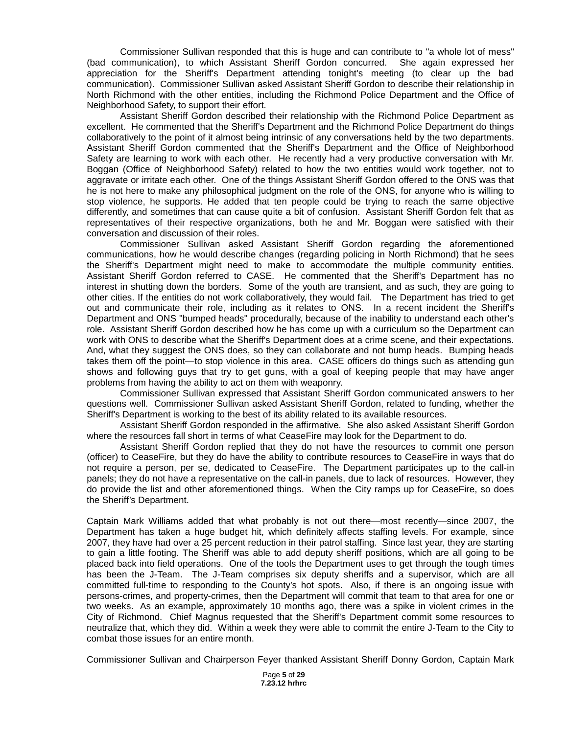Commissioner Sullivan responded that this is huge and can contribute to "a whole lot of mess" (bad communication), to which Assistant Sheriff Gordon concurred. She again expressed her appreciation for the Sheriff's Department attending tonight's meeting (to clear up the bad communication). Commissioner Sullivan asked Assistant Sheriff Gordon to describe their relationship in North Richmond with the other entities, including the Richmond Police Department and the Office of Neighborhood Safety, to support their effort.

Assistant Sheriff Gordon described their relationship with the Richmond Police Department as excellent. He commented that the Sheriff's Department and the Richmond Police Department do things collaboratively to the point of it almost being intrinsic of any conversations held by the two departments. Assistant Sheriff Gordon commented that the Sheriff's Department and the Office of Neighborhood Safety are learning to work with each other. He recently had a very productive conversation with Mr. Boggan (Office of Neighborhood Safety) related to how the two entities would work together, not to aggravate or irritate each other. One of the things Assistant Sheriff Gordon offered to the ONS was that he is not here to make any philosophical judgment on the role of the ONS, for anyone who is willing to stop violence, he supports. He added that ten people could be trying to reach the same objective differently, and sometimes that can cause quite a bit of confusion. Assistant Sheriff Gordon felt that as representatives of their respective organizations, both he and Mr. Boggan were satisfied with their conversation and discussion of their roles.

Commissioner Sullivan asked Assistant Sheriff Gordon regarding the aforementioned communications, how he would describe changes (regarding policing in North Richmond) that he sees the Sheriff's Department might need to make to accommodate the multiple community entities. Assistant Sheriff Gordon referred to CASE. He commented that the Sheriff's Department has no interest in shutting down the borders. Some of the youth are transient, and as such, they are going to other cities. If the entities do not work collaboratively, they would fail. The Department has tried to get out and communicate their role, including as it relates to ONS. In a recent incident the Sheriff's Department and ONS "bumped heads" procedurally, because of the inability to understand each other's role. Assistant Sheriff Gordon described how he has come up with a curriculum so the Department can work with ONS to describe what the Sheriff's Department does at a crime scene, and their expectations. And, what they suggest the ONS does, so they can collaborate and not bump heads. Bumping heads takes them off the point—to stop violence in this area. CASE officers do things such as attending gun shows and following guys that try to get guns, with a goal of keeping people that may have anger problems from having the ability to act on them with weaponry.

Commissioner Sullivan expressed that Assistant Sheriff Gordon communicated answers to her questions well. Commissioner Sullivan asked Assistant Sheriff Gordon, related to funding, whether the Sheriff's Department is working to the best of its ability related to its available resources.

Assistant Sheriff Gordon responded in the affirmative. She also asked Assistant Sheriff Gordon where the resources fall short in terms of what CeaseFire may look for the Department to do.

Assistant Sheriff Gordon replied that they do not have the resources to commit one person (officer) to CeaseFire, but they do have the ability to contribute resources to CeaseFire in ways that do not require a person, per se, dedicated to CeaseFire. The Department participates up to the call-in panels; they do not have a representative on the call-in panels, due to lack of resources. However, they do provide the list and other aforementioned things. When the City ramps up for CeaseFire, so does the Sheriff's Department.

Captain Mark Williams added that what probably is not out there—most recently—since 2007, the Department has taken a huge budget hit, which definitely affects staffing levels. For example, since 2007, they have had over a 25 percent reduction in their patrol staffing. Since last year, they are starting to gain a little footing. The Sheriff was able to add deputy sheriff positions, which are all going to be placed back into field operations. One of the tools the Department uses to get through the tough times has been the J-Team. The J-Team comprises six deputy sheriffs and a supervisor, which are all committed full-time to responding to the County's hot spots. Also, if there is an ongoing issue with persons-crimes, and property-crimes, then the Department will commit that team to that area for one or two weeks. As an example, approximately 10 months ago, there was a spike in violent crimes in the City of Richmond. Chief Magnus requested that the Sheriff's Department commit some resources to neutralize that, which they did. Within a week they were able to commit the entire J-Team to the City to combat those issues for an entire month.

Commissioner Sullivan and Chairperson Feyer thanked Assistant Sheriff Donny Gordon, Captain Mark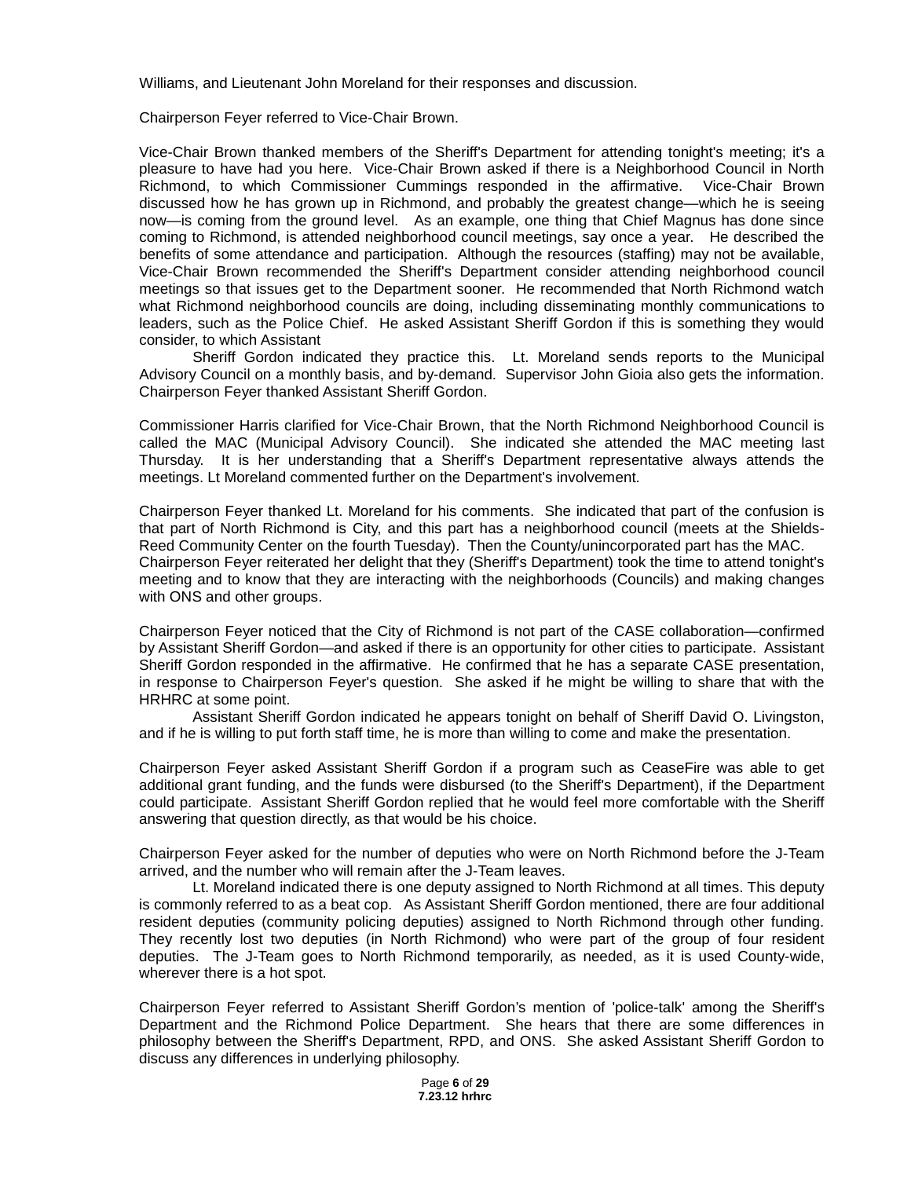Williams, and Lieutenant John Moreland for their responses and discussion.

Chairperson Feyer referred to Vice-Chair Brown.

Vice-Chair Brown thanked members of the Sheriff's Department for attending tonight's meeting; it's a pleasure to have had you here. Vice-Chair Brown asked if there is a Neighborhood Council in North Richmond, to which Commissioner Cummings responded in the affirmative. Vice-Chair Brown discussed how he has grown up in Richmond, and probably the greatest change—which he is seeing now—is coming from the ground level. As an example, one thing that Chief Magnus has done since coming to Richmond, is attended neighborhood council meetings, say once a year. He described the benefits of some attendance and participation. Although the resources (staffing) may not be available, Vice-Chair Brown recommended the Sheriff's Department consider attending neighborhood council meetings so that issues get to the Department sooner. He recommended that North Richmond watch what Richmond neighborhood councils are doing, including disseminating monthly communications to leaders, such as the Police Chief. He asked Assistant Sheriff Gordon if this is something they would consider, to which Assistant

Sheriff Gordon indicated they practice this. Lt. Moreland sends reports to the Municipal Advisory Council on a monthly basis, and by-demand. Supervisor John Gioia also gets the information. Chairperson Feyer thanked Assistant Sheriff Gordon.

Commissioner Harris clarified for Vice-Chair Brown, that the North Richmond Neighborhood Council is called the MAC (Municipal Advisory Council). She indicated she attended the MAC meeting last Thursday. It is her understanding that a Sheriff's Department representative always attends the meetings. Lt Moreland commented further on the Department's involvement.

Chairperson Feyer thanked Lt. Moreland for his comments. She indicated that part of the confusion is that part of North Richmond is City, and this part has a neighborhood council (meets at the Shields-Reed Community Center on the fourth Tuesday). Then the County/unincorporated part has the MAC. Chairperson Feyer reiterated her delight that they (Sheriff's Department) took the time to attend tonight's meeting and to know that they are interacting with the neighborhoods (Councils) and making changes with ONS and other groups.

Chairperson Feyer noticed that the City of Richmond is not part of the CASE collaboration—confirmed by Assistant Sheriff Gordon—and asked if there is an opportunity for other cities to participate. Assistant Sheriff Gordon responded in the affirmative. He confirmed that he has a separate CASE presentation, in response to Chairperson Feyer's question. She asked if he might be willing to share that with the HRHRC at some point.

Assistant Sheriff Gordon indicated he appears tonight on behalf of Sheriff David O. Livingston, and if he is willing to put forth staff time, he is more than willing to come and make the presentation.

Chairperson Feyer asked Assistant Sheriff Gordon if a program such as CeaseFire was able to get additional grant funding, and the funds were disbursed (to the Sheriff's Department), if the Department could participate. Assistant Sheriff Gordon replied that he would feel more comfortable with the Sheriff answering that question directly, as that would be his choice.

Chairperson Feyer asked for the number of deputies who were on North Richmond before the J-Team arrived, and the number who will remain after the J-Team leaves.

Lt. Moreland indicated there is one deputy assigned to North Richmond at all times. This deputy is commonly referred to as a beat cop. As Assistant Sheriff Gordon mentioned, there are four additional resident deputies (community policing deputies) assigned to North Richmond through other funding. They recently lost two deputies (in North Richmond) who were part of the group of four resident deputies. The J-Team goes to North Richmond temporarily, as needed, as it is used County-wide, wherever there is a hot spot.

Chairperson Feyer referred to Assistant Sheriff Gordon's mention of 'police-talk' among the Sheriff's Department and the Richmond Police Department. She hears that there are some differences in philosophy between the Sheriff's Department, RPD, and ONS. She asked Assistant Sheriff Gordon to discuss any differences in underlying philosophy.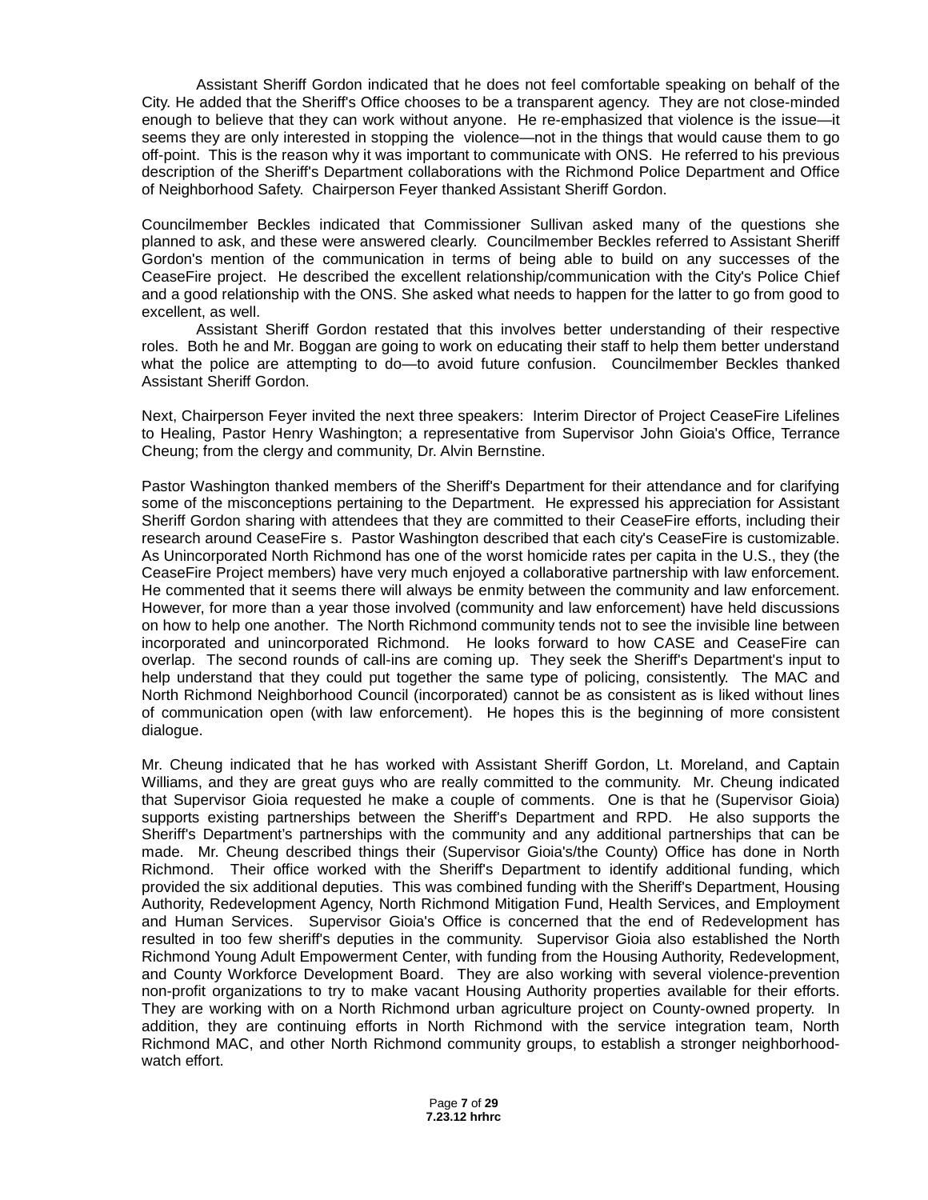Assistant Sheriff Gordon indicated that he does not feel comfortable speaking on behalf of the City. He added that the Sheriff's Office chooses to be a transparent agency. They are not close-minded enough to believe that they can work without anyone. He re-emphasized that violence is the issue—it seems they are only interested in stopping the violence—not in the things that would cause them to go off-point. This is the reason why it was important to communicate with ONS. He referred to his previous description of the Sheriff's Department collaborations with the Richmond Police Department and Office of Neighborhood Safety. Chairperson Feyer thanked Assistant Sheriff Gordon.

Councilmember Beckles indicated that Commissioner Sullivan asked many of the questions she planned to ask, and these were answered clearly. Councilmember Beckles referred to Assistant Sheriff Gordon's mention of the communication in terms of being able to build on any successes of the CeaseFire project. He described the excellent relationship/communication with the City's Police Chief and a good relationship with the ONS. She asked what needs to happen for the latter to go from good to excellent, as well.

Assistant Sheriff Gordon restated that this involves better understanding of their respective roles. Both he and Mr. Boggan are going to work on educating their staff to help them better understand what the police are attempting to do—to avoid future confusion. Councilmember Beckles thanked Assistant Sheriff Gordon.

Next, Chairperson Feyer invited the next three speakers: Interim Director of Project CeaseFire Lifelines to Healing, Pastor Henry Washington; a representative from Supervisor John Gioia's Office, Terrance Cheung; from the clergy and community, Dr. Alvin Bernstine.

Pastor Washington thanked members of the Sheriff's Department for their attendance and for clarifying some of the misconceptions pertaining to the Department. He expressed his appreciation for Assistant Sheriff Gordon sharing with attendees that they are committed to their CeaseFire efforts, including their research around CeaseFire s. Pastor Washington described that each city's CeaseFire is customizable. As Unincorporated North Richmond has one of the worst homicide rates per capita in the U.S., they (the CeaseFire Project members) have very much enjoyed a collaborative partnership with law enforcement. He commented that it seems there will always be enmity between the community and law enforcement. However, for more than a year those involved (community and law enforcement) have held discussions on how to help one another. The North Richmond community tends not to see the invisible line between incorporated and unincorporated Richmond. He looks forward to how CASE and CeaseFire can overlap. The second rounds of call-ins are coming up. They seek the Sheriff's Department's input to help understand that they could put together the same type of policing, consistently. The MAC and North Richmond Neighborhood Council (incorporated) cannot be as consistent as is liked without lines of communication open (with law enforcement). He hopes this is the beginning of more consistent dialogue.

Mr. Cheung indicated that he has worked with Assistant Sheriff Gordon, Lt. Moreland, and Captain Williams, and they are great guys who are really committed to the community. Mr. Cheung indicated that Supervisor Gioia requested he make a couple of comments. One is that he (Supervisor Gioia) supports existing partnerships between the Sheriff's Department and RPD. He also supports the Sheriff's Department's partnerships with the community and any additional partnerships that can be made. Mr. Cheung described things their (Supervisor Gioia's/the County) Office has done in North Richmond. Their office worked with the Sheriff's Department to identify additional funding, which provided the six additional deputies. This was combined funding with the Sheriff's Department, Housing Authority, Redevelopment Agency, North Richmond Mitigation Fund, Health Services, and Employment and Human Services. Supervisor Gioia's Office is concerned that the end of Redevelopment has resulted in too few sheriff's deputies in the community. Supervisor Gioia also established the North Richmond Young Adult Empowerment Center, with funding from the Housing Authority, Redevelopment, and County Workforce Development Board. They are also working with several violence-prevention non-profit organizations to try to make vacant Housing Authority properties available for their efforts. They are working with on a North Richmond urban agriculture project on County-owned property. In addition, they are continuing efforts in North Richmond with the service integration team, North Richmond MAC, and other North Richmond community groups, to establish a stronger neighborhood-watch effort.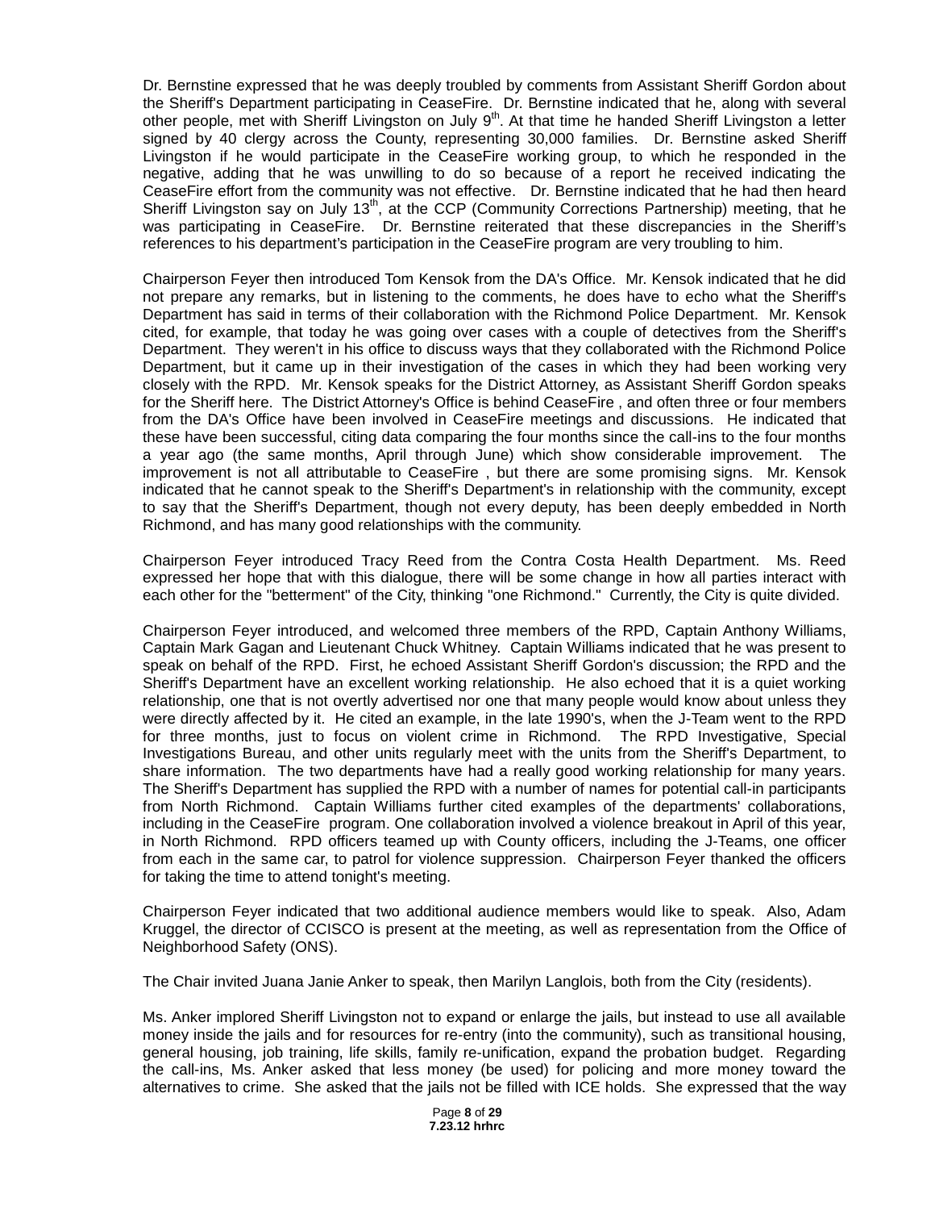Dr. Bernstine expressed that he was deeply troubled by comments from Assistant Sheriff Gordon about the Sheriff's Department participating in CeaseFire. Dr. Bernstine indicated that he, along with several other people, met with Sheriff Livingston on July 9th. At that time he handed Sheriff Livingston a letter signed by 40 clergy across the County, representing 30,000 families. Dr. Bernstine asked Sheriff Livingston if he would participate in the CeaseFire working group, to which he responded in the negative, adding that he was unwilling to do so because of a report he received indicating the CeaseFire effort from the community was not effective. Dr. Bernstine indicated that he had then heard Sheriff Livingston say on July 13th, at the CCP (Community Corrections Partnership) meeting, that he was participating in CeaseFire. Dr. Bernstine reiterated that these discrepancies in the Sheriff's references to his department's participation in the CeaseFire program are very troubling to him.

Chairperson Feyer then introduced Tom Kensok from the DA's Office. Mr. Kensok indicated that he did not prepare any remarks, but in listening to the comments, he does have to echo what the Sheriff's Department has said in terms of their collaboration with the Richmond Police Department. Mr. Kensok cited, for example, that today he was going over cases with a couple of detectives from the Sheriff's Department. They weren't in his office to discuss ways that they collaborated with the Richmond Police Department, but it came up in their investigation of the cases in which they had been working very closely with the RPD. Mr. Kensok speaks for the District Attorney, as Assistant Sheriff Gordon speaks for the Sheriff here. The District Attorney's Office is behind CeaseFire , and often three or four members from the DA's Office have been involved in CeaseFire meetings and discussions. He indicated that these have been successful, citing data comparing the four months since the call-ins to the four months a year ago (the same months, April through June) which show considerable improvement. The improvement is not all attributable to CeaseFire , but there are some promising signs. Mr. Kensok indicated that he cannot speak to the Sheriff's Department's in relationship with the community, except to say that the Sheriff's Department, though not every deputy, has been deeply embedded in North Richmond, and has many good relationships with the community.

Chairperson Feyer introduced Tracy Reed from the Contra Costa Health Department. Ms. Reed expressed her hope that with this dialogue, there will be some change in how all parties interact with each other for the "betterment" of the City, thinking "one Richmond." Currently, the City is quite divided.

Chairperson Feyer introduced, and welcomed three members of the RPD, Captain Anthony Williams, Captain Mark Gagan and Lieutenant Chuck Whitney. Captain Williams indicated that he was present to speak on behalf of the RPD. First, he echoed Assistant Sheriff Gordon's discussion; the RPD and the Sheriff's Department have an excellent working relationship. He also echoed that it is a quiet working relationship, one that is not overtly advertised nor one that many people would know about unless they were directly affected by it. He cited an example, in the late 1990's, when the J-Team went to the RPD for three months, just to focus on violent crime in Richmond. The RPD Investigative, Special Investigations Bureau, and other units regularly meet with the units from the Sheriff's Department, to share information. The two departments have had a really good working relationship for many years. The Sheriff's Department has supplied the RPD with a number of names for potential call-in participants from North Richmond. Captain Williams further cited examples of the departments' collaborations, including in the CeaseFire program. One collaboration involved a violence breakout in April of this year, in North Richmond. RPD officers teamed up with County officers, including the J-Teams, one officer from each in the same car, to patrol for violence suppression. Chairperson Feyer thanked the officers for taking the time to attend tonight's meeting.

Chairperson Feyer indicated that two additional audience members would like to speak. Also, Adam Kruggel, the director of CCISCO is present at the meeting, as well as representation from the Office of Neighborhood Safety (ONS).

The Chair invited Juana Janie Anker to speak, then Marilyn Langlois, both from the City (residents).

Ms. Anker implored Sheriff Livingston not to expand or enlarge the jails, but instead to use all available money inside the jails and for resources for re-entry (into the community), such as transitional housing, general housing, job training, life skills, family re-unification, expand the probation budget. Regarding the call-ins, Ms. Anker asked that less money (be used) for policing and more money toward the alternatives to crime. She asked that the jails not be filled with ICE holds. She expressed that the way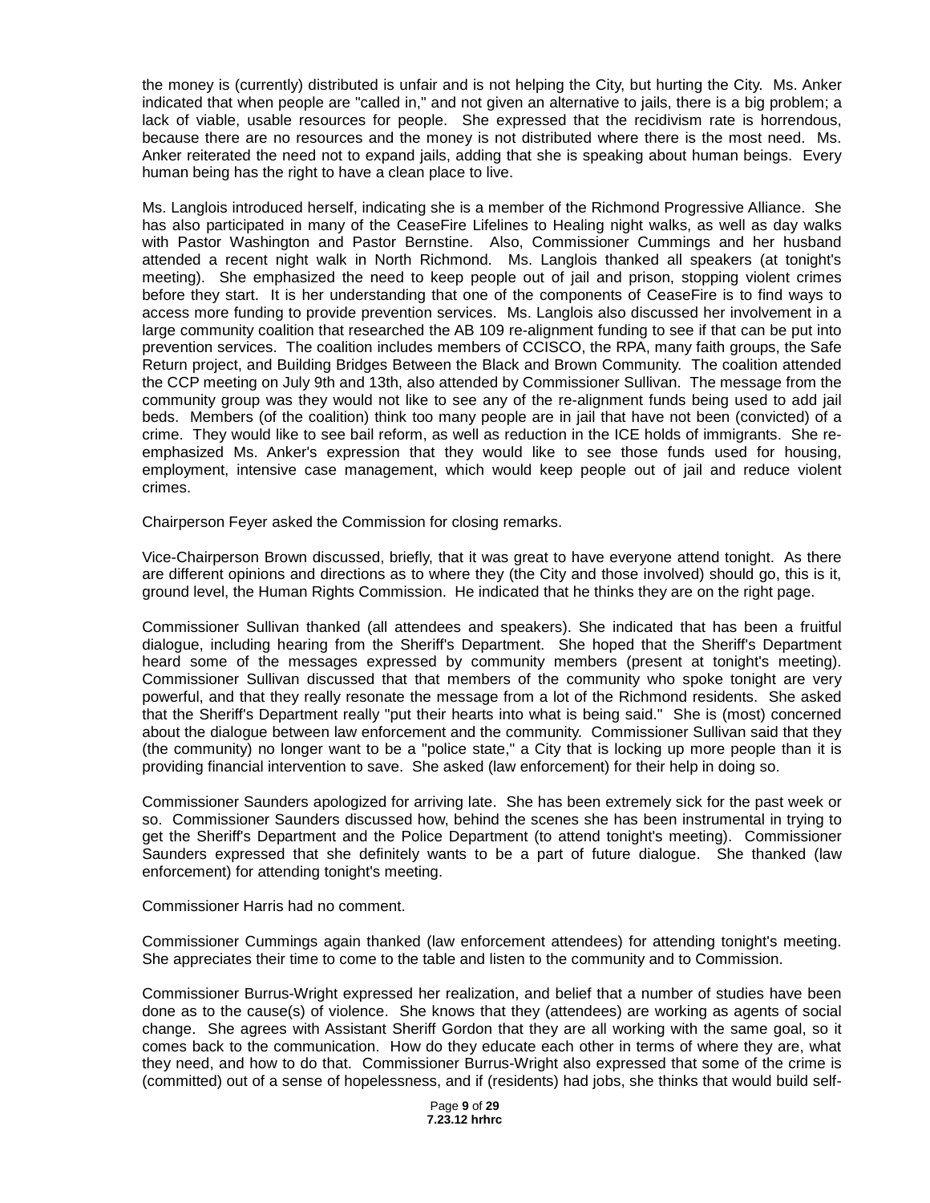the money is (currently) distributed is unfair and is not helping the City, but hurting the City. Ms. Anker indicated that when people are "called in," and not given an alternative to jails, there is a big problem; a lack of viable, usable resources for people. She expressed that the recidivism rate is horrendous, because there are no resources and the money is not distributed where there is the most need. Ms. Anker reiterated the need not to expand jails, adding that she is speaking about human beings. Every human being has the right to have a clean place to live.

Ms. Langlois introduced herself, indicating she is a member of the Richmond Progressive Alliance. She has also participated in many of the CeaseFire Lifelines to Healing night walks, as well as day walks with Pastor Washington and Pastor Bernstine. Also, Commissioner Cummings and her husband attended a recent night walk in North Richmond. Ms. Langlois thanked all speakers (at tonight's meeting). She emphasized the need to keep people out of jail and prison, stopping violent crimes before they start. It is her understanding that one of the components of CeaseFire is to find ways to access more funding to provide prevention services. Ms. Langlois also discussed her involvement in a large community coalition that researched the AB 109 re-alignment funding to see if that can be put into prevention services. The coalition includes members of CCISCO, the RPA, many faith groups, the Safe Return project, and Building Bridges Between the Black and Brown Community. The coalition attended the CCP meeting on July 9th and 13th, also attended by Commissioner Sullivan. The message from the community group was they would not like to see any of the re-alignment funds being used to add jail beds. Members (of the coalition) think too many people are in jail that have not been (convicted) of a crime. They would like to see bail reform, as well as reduction in the ICE holds of immigrants. She re-emphasized Ms. Anker's expression that they would like to see those funds used for housing, employment, intensive case management, which would keep people out of jail and reduce violent crimes.

Chairperson Feyer asked the Commission for closing remarks.

Vice-Chairperson Brown discussed, briefly, that it was great to have everyone attend tonight. As there are different opinions and directions as to where they (the City and those involved) should go, this is it, ground level, the Human Rights Commission. He indicated that he thinks they are on the right page.

Commissioner Sullivan thanked (all attendees and speakers). She indicated that has been a fruitful dialogue, including hearing from the Sheriff's Department. She hoped that the Sheriff's Department heard some of the messages expressed by community members (present at tonight's meeting). Commissioner Sullivan discussed that that members of the community who spoke tonight are very powerful, and that they really resonate the message from a lot of the Richmond residents. She asked that the Sheriff's Department really "put their hearts into what is being said." She is (most) concerned about the dialogue between law enforcement and the community. Commissioner Sullivan said that they (the community) no longer want to be a "police state," a City that is locking up more people than it is providing financial intervention to save. She asked (law enforcement) for their help in doing so.

Commissioner Saunders apologized for arriving late. She has been extremely sick for the past week or so. Commissioner Saunders discussed how, behind the scenes she has been instrumental in trying to get the Sheriff's Department and the Police Department (to attend tonight's meeting). Commissioner Saunders expressed that she definitely wants to be a part of future dialogue. She thanked (law enforcement) for attending tonight's meeting.

Commissioner Harris had no comment.

Commissioner Cummings again thanked (law enforcement attendees) for attending tonight's meeting. She appreciates their time to come to the table and listen to the community and to Commission.

Commissioner Burrus-Wright expressed her realization, and belief that a number of studies have been done as to the cause(s) of violence. She knows that they (attendees) are working as agents of social change. She agrees with Assistant Sheriff Gordon that they are all working with the same goal, so it comes back to the communication. How do they educate each other in terms of where they are, what they need, and how to do that. Commissioner Burrus-Wright also expressed that some of the crime is (committed) out of a sense of hopelessness, and if (residents) had jobs, she thinks that would build self-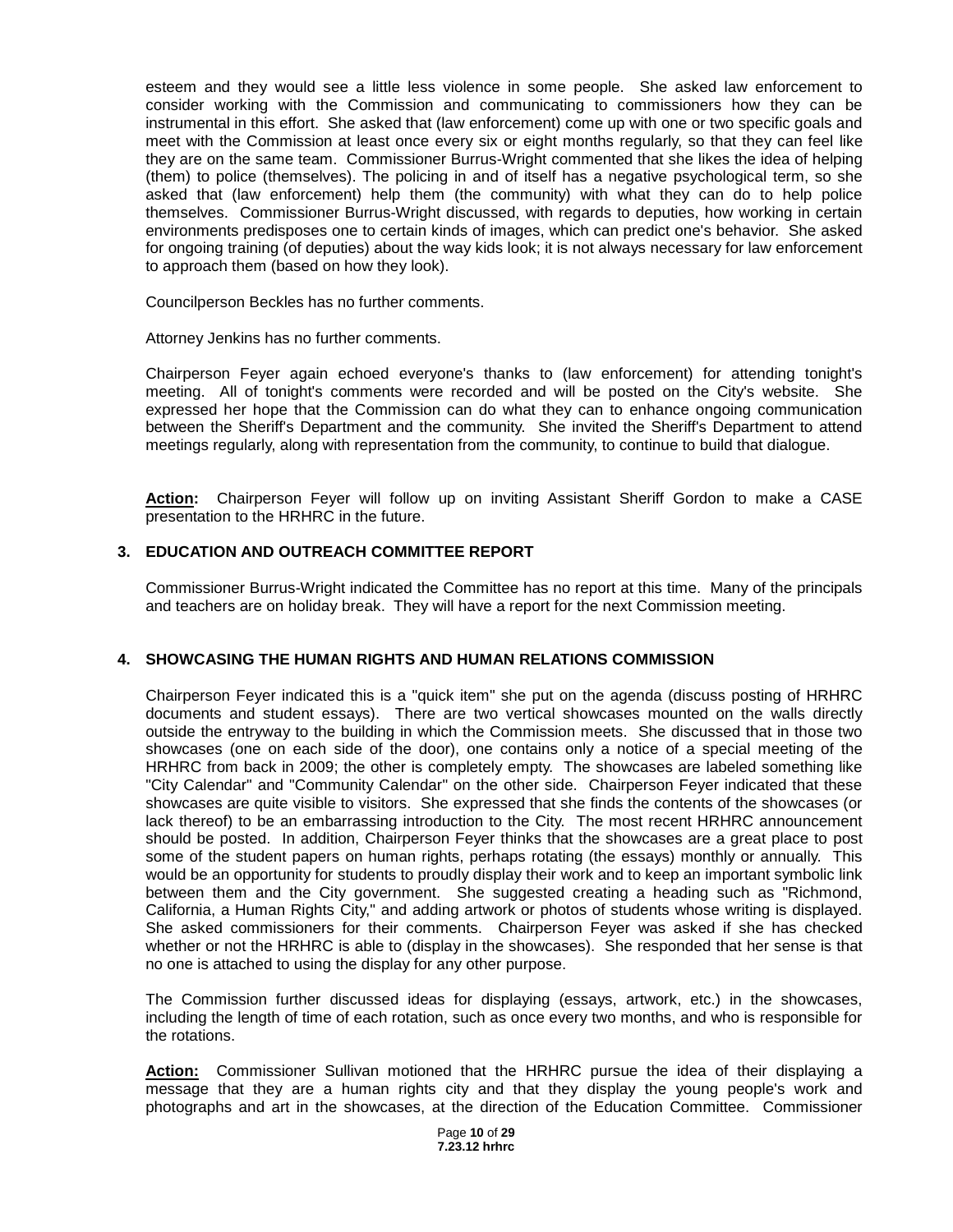esteem and they would see a little less violence in some people. She asked law enforcement to consider working with the Commission and communicating to commissioners how they can be instrumental in this effort. She asked that (law enforcement) come up with one or two specific goals and meet with the Commission at least once every six or eight months regularly, so that they can feel like they are on the same team. Commissioner Burrus-Wright commented that she likes the idea of helping (them) to police (themselves). The policing in and of itself has a negative psychological term, so she asked that (law enforcement) help them (the community) with what they can do to help police themselves. Commissioner Burrus-Wright discussed, with regards to deputies, how working in certain environments predisposes one to certain kinds of images, which can predict one's behavior. She asked for ongoing training (of deputies) about the way kids look; it is not always necessary for law enforcement to approach them (based on how they look).

Councilperson Beckles has no further comments.

Attorney Jenkins has no further comments.

Chairperson Feyer again echoed everyone's thanks to (law enforcement) for attending tonight's meeting. All of tonight's comments were recorded and will be posted on the City's website. She expressed her hope that the Commission can do what they can to enhance ongoing communication between the Sheriff's Department and the community. She invited the Sheriff's Department to attend meetings regularly, along with representation from the community, to continue to build that dialogue.

**Action:** Chairperson Feyer will follow up on inviting Assistant Sheriff Gordon to make a CASE presentation to the HRHRC in the future.

### 3. EDUCATION AND OUTREACH COMMITTEE REPORT

Commissioner Burrus-Wright indicated the Committee has no report at this time. Many of the principals and teachers are on holiday break. They will have a report for the next Commission meeting.

### 4. SHOWCASING THE HUMAN RIGHTS AND HUMAN RELATIONS COMMISSION

Chairperson Feyer indicated this is a "quick item" she put on the agenda (discuss posting of HRHRC documents and student essays). There are two vertical showcases mounted on the walls directly outside the entryway to the building in which the Commission meets. She discussed that in those two showcases (one on each side of the door), one contains only a notice of a special meeting of the HRHRC from back in 2009; the other is completely empty. The showcases are labeled something like "City Calendar" and "Community Calendar" on the other side. Chairperson Feyer indicated that these showcases are quite visible to visitors. She expressed that she finds the contents of the showcases (or lack thereof) to be an embarrassing introduction to the City. The most recent HRHRC announcement should be posted. In addition, Chairperson Feyer thinks that the showcases are a great place to post some of the student papers on human rights, perhaps rotating (the essays) monthly or annually. This would be an opportunity for students to proudly display their work and to keep an important symbolic link between them and the City government. She suggested creating a heading such as "Richmond, California, a Human Rights City," and adding artwork or photos of students whose writing is displayed. She asked commissioners for their comments. Chairperson Feyer was asked if she has checked whether or not the HRHRC is able to (display in the showcases). She responded that her sense is that no one is attached to using the display for any other purpose.

The Commission further discussed ideas for displaying (essays, artwork, etc.) in the showcases, including the length of time of each rotation, such as once every two months, and who is responsible for the rotations.

**Action:** Commissioner Sullivan motioned that the HRHRC pursue the idea of their displaying a message that they are a human rights city and that they display the young people's work and photographs and art in the showcases, at the direction of the Education Committee. Commissioner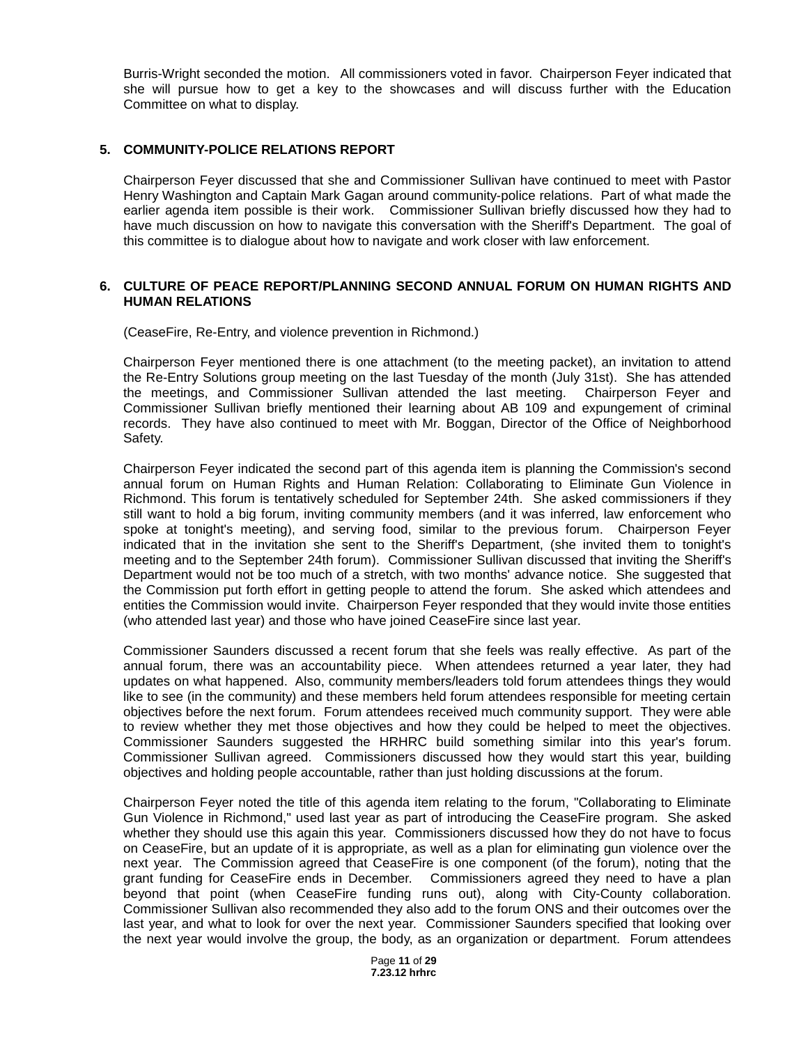Burris-Wright seconded the motion. All commissioners voted in favor. Chairperson Feyer indicated that she will pursue how to get a key to the showcases and will discuss further with the Education Committee on what to display.

**5. COMMUNITY-POLICE RELATIONS REPORT**

Chairperson Feyer discussed that she and Commissioner Sullivan have continued to meet with Pastor Henry Washington and Captain Mark Gagan around community-police relations. Part of what made the earlier agenda item possible is their work. Commissioner Sullivan briefly discussed how they had to have much discussion on how to navigate this conversation with the Sheriff's Department. The goal of this committee is to dialogue about how to navigate and work closer with law enforcement.

**6. CULTURE OF PEACE REPORT/PLANNING SECOND ANNUAL FORUM ON HUMAN RIGHTS AND HUMAN RELATIONS**

(CeaseFire, Re-Entry, and violence prevention in Richmond.)

Chairperson Feyer mentioned there is one attachment (to the meeting packet), an invitation to attend the Re-Entry Solutions group meeting on the last Tuesday of the month (July 31st). She has attended the meetings, and Commissioner Sullivan attended the last meeting. Chairperson Feyer and Commissioner Sullivan briefly mentioned their learning about AB 109 and expungement of criminal records. They have also continued to meet with Mr. Boggan, Director of the Office of Neighborhood Safety.

Chairperson Feyer indicated the second part of this agenda item is planning the Commission's second annual forum on Human Rights and Human Relation: Collaborating to Eliminate Gun Violence in Richmond. This forum is tentatively scheduled for September 24th. She asked commissioners if they still want to hold a big forum, inviting community members (and it was inferred, law enforcement who spoke at tonight's meeting), and serving food, similar to the previous forum. Chairperson Feyer indicated that in the invitation she sent to the Sheriff's Department, (she invited them to tonight's meeting and to the September 24th forum). Commissioner Sullivan discussed that inviting the Sheriff's Department would not be too much of a stretch, with two months' advance notice. She suggested that the Commission put forth effort in getting people to attend the forum. She asked which attendees and entities the Commission would invite. Chairperson Feyer responded that they would invite those entities (who attended last year) and those who have joined CeaseFire since last year.

Commissioner Saunders discussed a recent forum that she feels was really effective. As part of the annual forum, there was an accountability piece. When attendees returned a year later, they had updates on what happened. Also, community members/leaders told forum attendees things they would like to see (in the community) and these members held forum attendees responsible for meeting certain objectives before the next forum. Forum attendees received much community support. They were able to review whether they met those objectives and how they could be helped to meet the objectives. Commissioner Saunders suggested the HRHRC build something similar into this year's forum. Commissioner Sullivan agreed. Commissioners discussed how they would start this year, building objectives and holding people accountable, rather than just holding discussions at the forum.

Chairperson Feyer noted the title of this agenda item relating to the forum, "Collaborating to Eliminate Gun Violence in Richmond," used last year as part of introducing the CeaseFire program. She asked whether they should use this again this year. Commissioners discussed how they do not have to focus on CeaseFire, but an update of it is appropriate, as well as a plan for eliminating gun violence over the next year. The Commission agreed that CeaseFire is one component (of the forum), noting that the grant funding for CeaseFire ends in December. Commissioners agreed they need to have a plan beyond that point (when CeaseFire funding runs out), along with City-County collaboration. Commissioner Sullivan also recommended they also add to the forum ONS and their outcomes over the last year, and what to look for over the next year. Commissioner Saunders specified that looking over the next year would involve the group, the body, as an organization or department. Forum attendees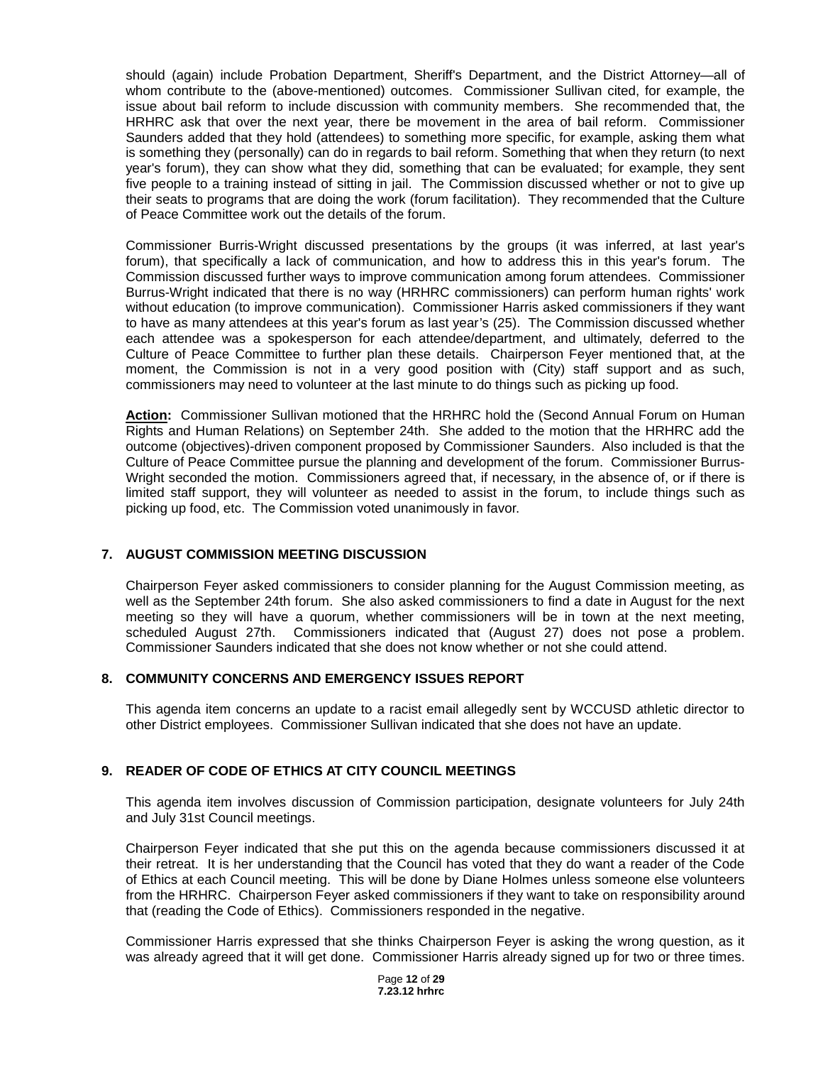should (again) include Probation Department, Sheriff's Department, and the District Attorney—all of whom contribute to the (above-mentioned) outcomes. Commissioner Sullivan cited, for example, the issue about bail reform to include discussion with community members. She recommended that, the HRHRC ask that over the next year, there be movement in the area of bail reform. Commissioner Saunders added that they hold (attendees) to something more specific, for example, asking them what is something they (personally) can do in regards to bail reform. Something that when they return (to next year's forum), they can show what they did, something that can be evaluated; for example, they sent five people to a training instead of sitting in jail. The Commission discussed whether or not to give up their seats to programs that are doing the work (forum facilitation). They recommended that the Culture of Peace Committee work out the details of the forum.

Commissioner Burris-Wright discussed presentations by the groups (it was inferred, at last year's forum), that specifically a lack of communication, and how to address this in this year's forum. The Commission discussed further ways to improve communication among forum attendees. Commissioner Burrus-Wright indicated that there is no way (HRHRC commissioners) can perform human rights' work without education (to improve communication). Commissioner Harris asked commissioners if they want to have as many attendees at this year's forum as last year's (25). The Commission discussed whether each attendee was a spokesperson for each attendee/department, and ultimately, deferred to the Culture of Peace Committee to further plan these details. Chairperson Feyer mentioned that, at the moment, the Commission is not in a very good position with (City) staff support and as such, commissioners may need to volunteer at the last minute to do things such as picking up food.

**Action:** Commissioner Sullivan motioned that the HRHRC hold the (Second Annual Forum on Human Rights and Human Relations) on September 24th. She added to the motion that the HRHRC add the outcome (objectives)-driven component proposed by Commissioner Saunders. Also included is that the Culture of Peace Committee pursue the planning and development of the forum. Commissioner Burrus-Wright seconded the motion. Commissioners agreed that, if necessary, in the absence of, or if there is limited staff support, they will volunteer as needed to assist in the forum, to include things such as picking up food, etc. The Commission voted unanimously in favor.

## 7. AUGUST COMMISSION MEETING DISCUSSION

Chairperson Feyer asked commissioners to consider planning for the August Commission meeting, as well as the September 24th forum. She also asked commissioners to find a date in August for the next meeting so they will have a quorum, whether commissioners will be in town at the next meeting, scheduled August 27th. Commissioners indicated that (August 27) does not pose a problem. Commissioner Saunders indicated that she does not know whether or not she could attend.

## 8. COMMUNITY CONCERNS AND EMERGENCY ISSUES REPORT

This agenda item concerns an update to a racist email allegedly sent by WCCUSD athletic director to other District employees. Commissioner Sullivan indicated that she does not have an update.

## 9. READER OF CODE OF ETHICS AT CITY COUNCIL MEETINGS

This agenda item involves discussion of Commission participation, designate volunteers for July 24th and July 31st Council meetings.

Chairperson Feyer indicated that she put this on the agenda because commissioners discussed it at their retreat. It is her understanding that the Council has voted that they do want a reader of the Code of Ethics at each Council meeting. This will be done by Diane Holmes unless someone else volunteers from the HRHRC. Chairperson Feyer asked commissioners if they want to take on responsibility around that (reading the Code of Ethics). Commissioners responded in the negative.

Commissioner Harris expressed that she thinks Chairperson Feyer is asking the wrong question, as it was already agreed that it will get done. Commissioner Harris already signed up for two or three times.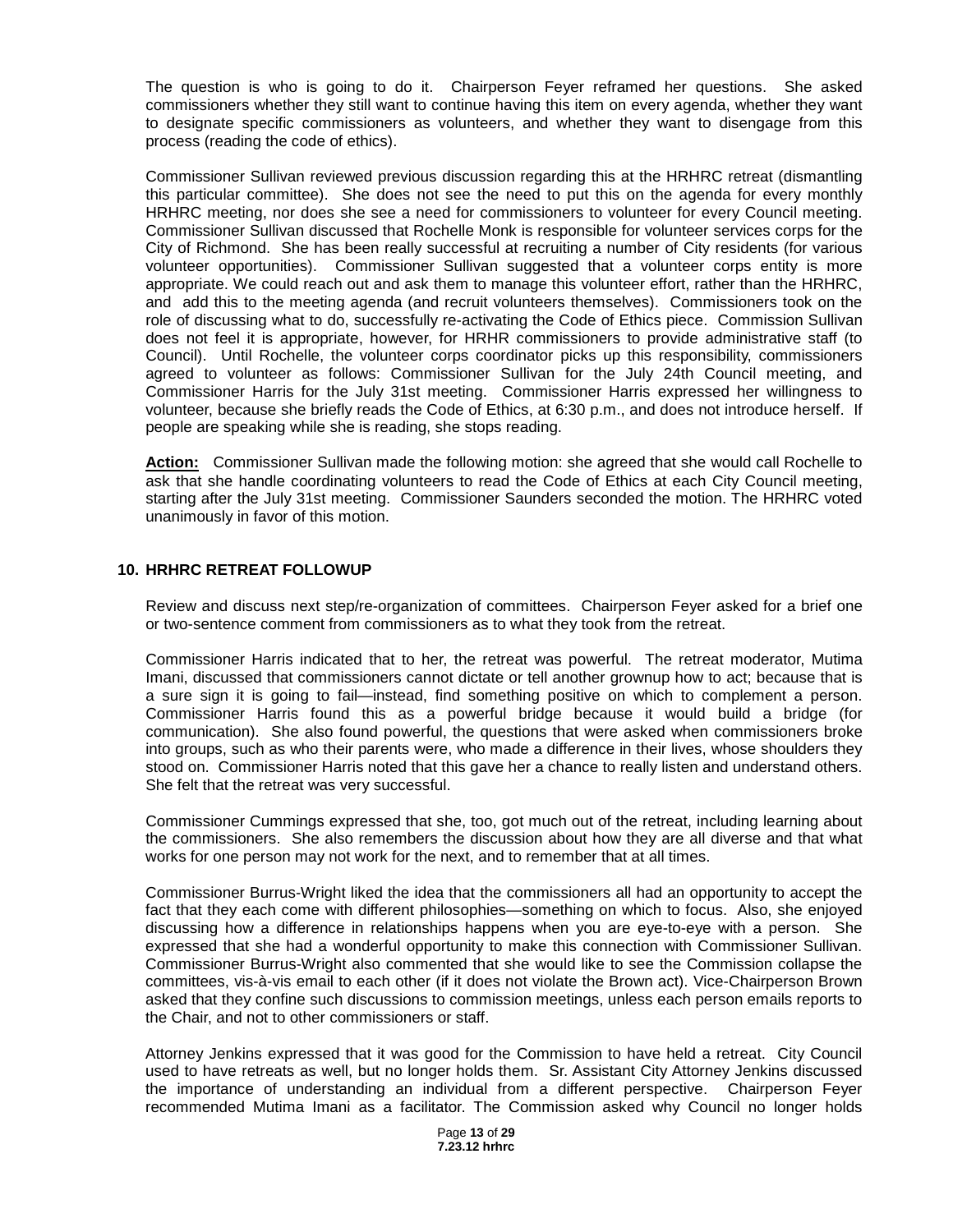The question is who is going to do it. Chairperson Feyer reframed her questions. She asked commissioners whether they still want to continue having this item on every agenda, whether they want to designate specific commissioners as volunteers, and whether they want to disengage from this process (reading the code of ethics).

Commissioner Sullivan reviewed previous discussion regarding this at the HRHRC retreat (dismantling this particular committee). She does not see the need to put this on the agenda for every monthly HRHRC meeting, nor does she see a need for commissioners to volunteer for every Council meeting. Commissioner Sullivan discussed that Rochelle Monk is responsible for volunteer services corps for the City of Richmond. She has been really successful at recruiting a number of City residents (for various volunteer opportunities). Commissioner Sullivan suggested that a volunteer corps entity is more appropriate. We could reach out and ask them to manage this volunteer effort, rather than the HRHRC, and add this to the meeting agenda (and recruit volunteers themselves). Commissioners took on the role of discussing what to do, successfully re-activating the Code of Ethics piece. Commission Sullivan does not feel it is appropriate, however, for HRHR commissioners to provide administrative staff (to Council). Until Rochelle, the volunteer corps coordinator picks up this responsibility, commissioners agreed to volunteer as follows: Commissioner Sullivan for the July 24th Council meeting, and Commissioner Harris for the July 31st meeting. Commissioner Harris expressed her willingness to volunteer, because she briefly reads the Code of Ethics, at 6:30 p.m., and does not introduce herself. If people are speaking while she is reading, she stops reading.

**Action:** Commissioner Sullivan made the following motion: she agreed that she would call Rochelle to ask that she handle coordinating volunteers to read the Code of Ethics at each City Council meeting, starting after the July 31st meeting. Commissioner Saunders seconded the motion. The HRHRC voted unanimously in favor of this motion.

## 10. HRHRC RETREAT FOLLOWUP

Review and discuss next step/re-organization of committees. Chairperson Feyer asked for a brief one or two-sentence comment from commissioners as to what they took from the retreat.

Commissioner Harris indicated that to her, the retreat was powerful. The retreat moderator, Mutima Imani, discussed that commissioners cannot dictate or tell another grownup how to act; because that is a sure sign it is going to fail—instead, find something positive on which to complement a person. Commissioner Harris found this as a powerful bridge because it would build a bridge (for communication). She also found powerful, the questions that were asked when commissioners broke into groups, such as who their parents were, who made a difference in their lives, whose shoulders they stood on. Commissioner Harris noted that this gave her a chance to really listen and understand others. She felt that the retreat was very successful.

Commissioner Cummings expressed that she, too, got much out of the retreat, including learning about the commissioners. She also remembers the discussion about how they are all diverse and that what works for one person may not work for the next, and to remember that at all times.

Commissioner Burrus-Wright liked the idea that the commissioners all had an opportunity to accept the fact that they each come with different philosophies—something on which to focus. Also, she enjoyed discussing how a difference in relationships happens when you are eye-to-eye with a person. She expressed that she had a wonderful opportunity to make this connection with Commissioner Sullivan. Commissioner Burrus-Wright also commented that she would like to see the Commission collapse the committees, vis-à-vis email to each other (if it does not violate the Brown act). Vice-Chairperson Brown asked that they confine such discussions to commission meetings, unless each person emails reports to the Chair, and not to other commissioners or staff.

Attorney Jenkins expressed that it was good for the Commission to have held a retreat. City Council used to have retreats as well, but no longer holds them. Sr. Assistant City Attorney Jenkins discussed the importance of understanding an individual from a different perspective. Chairperson Feyer recommended Mutima Imani as a facilitator. The Commission asked why Council no longer holds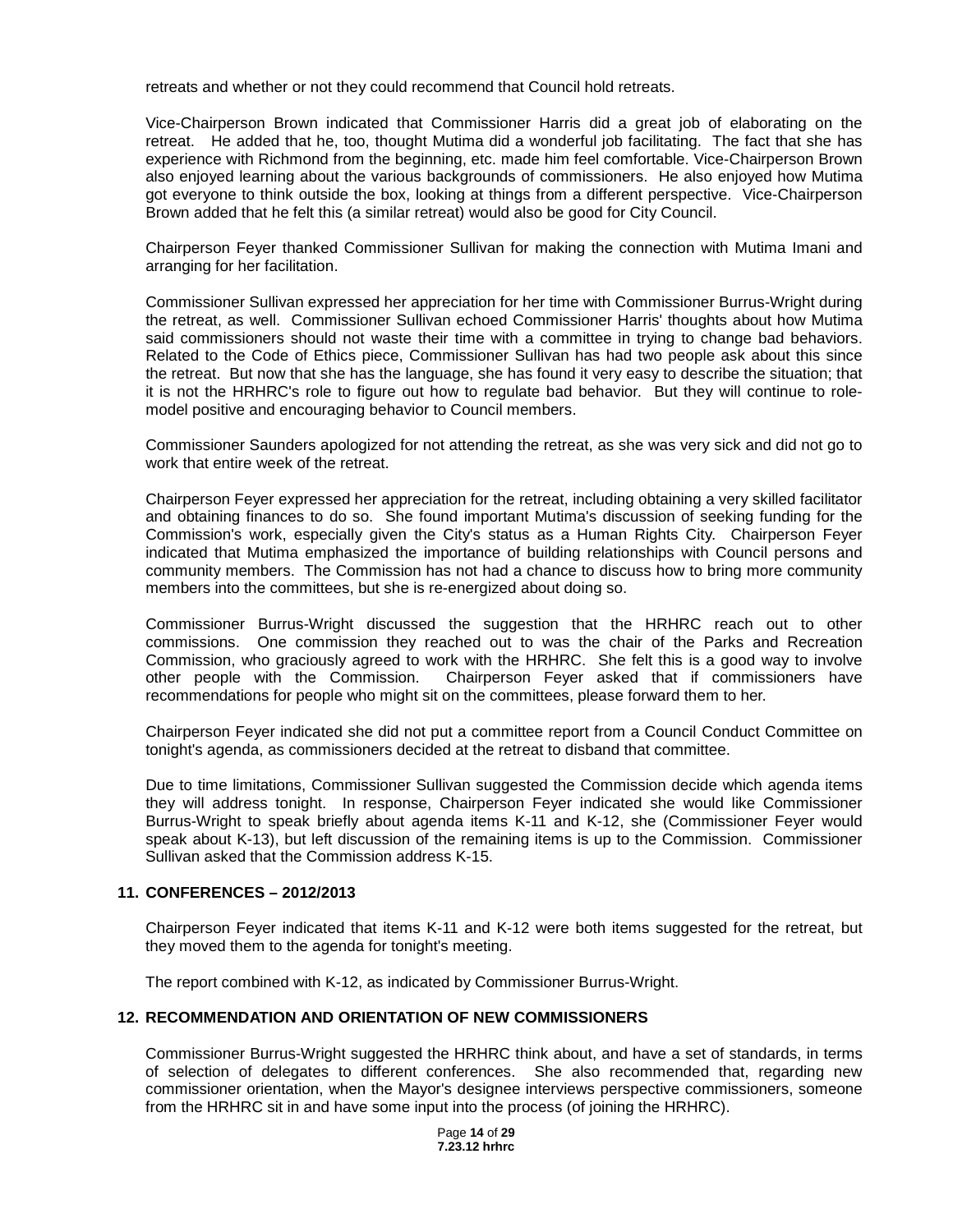retreats and whether or not they could recommend that Council hold retreats.

Vice-Chairperson Brown indicated that Commissioner Harris did a great job of elaborating on the retreat. He added that he, too, thought Mutima did a wonderful job facilitating. The fact that she has experience with Richmond from the beginning, etc. made him feel comfortable. Vice-Chairperson Brown also enjoyed learning about the various backgrounds of commissioners. He also enjoyed how Mutima got everyone to think outside the box, looking at things from a different perspective. Vice-Chairperson Brown added that he felt this (a similar retreat) would also be good for City Council.

Chairperson Feyer thanked Commissioner Sullivan for making the connection with Mutima Imani and arranging for her facilitation.

Commissioner Sullivan expressed her appreciation for her time with Commissioner Burrus-Wright during the retreat, as well. Commissioner Sullivan echoed Commissioner Harris' thoughts about how Mutima said commissioners should not waste their time with a committee in trying to change bad behaviors. Related to the Code of Ethics piece, Commissioner Sullivan has had two people ask about this since the retreat. But now that she has the language, she has found it very easy to describe the situation; that it is not the HRHRC's role to figure out how to regulate bad behavior. But they will continue to role-model positive and encouraging behavior to Council members.

Commissioner Saunders apologized for not attending the retreat, as she was very sick and did not go to work that entire week of the retreat.

Chairperson Feyer expressed her appreciation for the retreat, including obtaining a very skilled facilitator and obtaining finances to do so. She found important Mutima's discussion of seeking funding for the Commission's work, especially given the City's status as a Human Rights City. Chairperson Feyer indicated that Mutima emphasized the importance of building relationships with Council persons and community members. The Commission has not had a chance to discuss how to bring more community members into the committees, but she is re-energized about doing so.

Commissioner Burrus-Wright discussed the suggestion that the HRHRC reach out to other commissions. One commission they reached out to was the chair of the Parks and Recreation Commission, who graciously agreed to work with the HRHRC. She felt this is a good way to involve other people with the Commission. Chairperson Feyer asked that if commissioners have recommendations for people who might sit on the committees, please forward them to her.

Chairperson Feyer indicated she did not put a committee report from a Council Conduct Committee on tonight's agenda, as commissioners decided at the retreat to disband that committee.

Due to time limitations, Commissioner Sullivan suggested the Commission decide which agenda items they will address tonight. In response, Chairperson Feyer indicated she would like Commissioner Burrus-Wright to speak briefly about agenda items K-11 and K-12, she (Commissioner Feyer would speak about K-13), but left discussion of the remaining items is up to the Commission. Commissioner Sullivan asked that the Commission address K-15.

## 11. CONFERENCES – 2012/2013

Chairperson Feyer indicated that items K-11 and K-12 were both items suggested for the retreat, but they moved them to the agenda for tonight's meeting.

The report combined with K-12, as indicated by Commissioner Burrus-Wright.

## 12. RECOMMENDATION AND ORIENTATION OF NEW COMMISSIONERS

Commissioner Burrus-Wright suggested the HRHRC think about, and have a set of standards, in terms of selection of delegates to different conferences. She also recommended that, regarding new commissioner orientation, when the Mayor's designee interviews perspective commissioners, someone from the HRHRC sit in and have some input into the process (of joining the HRHRC).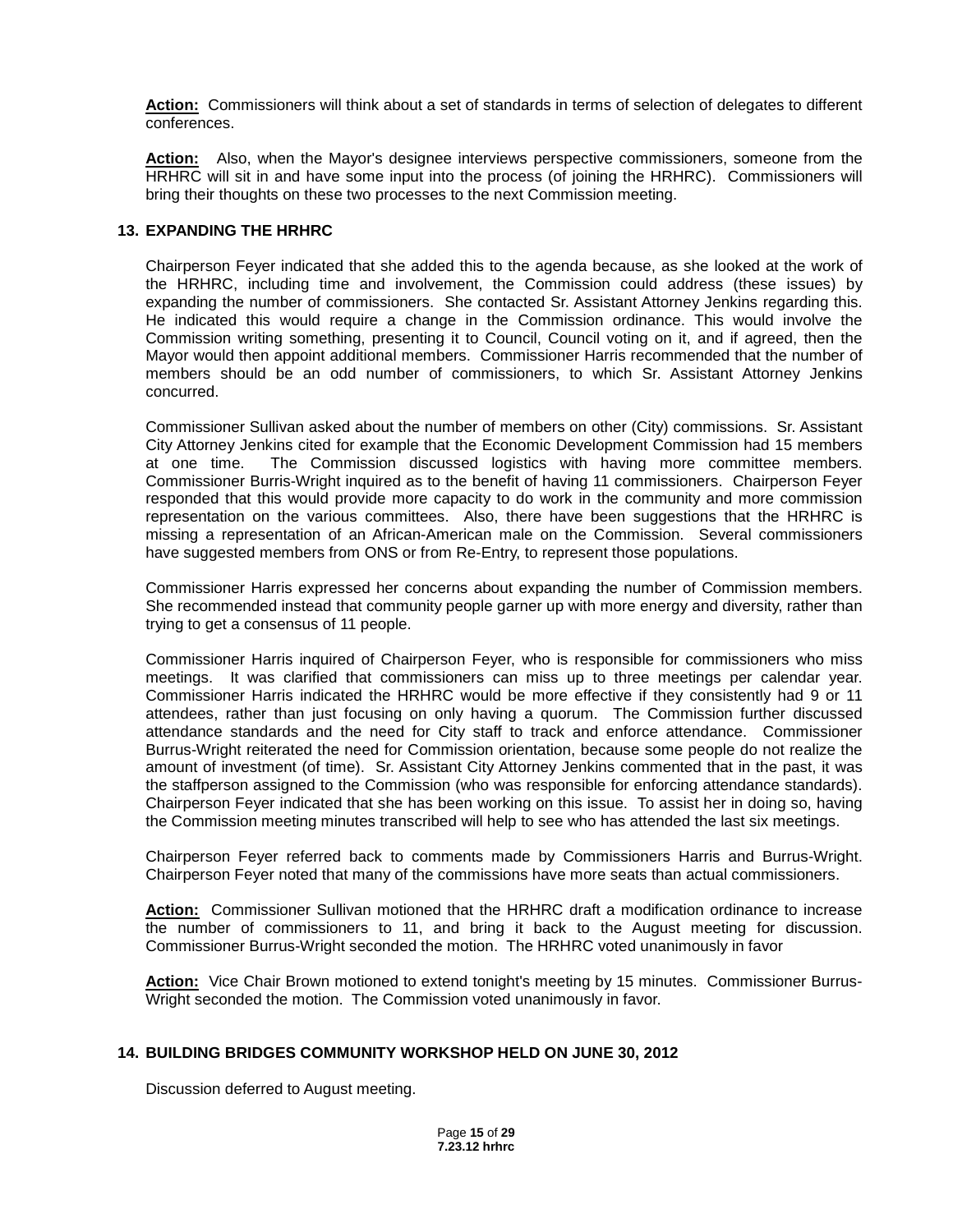**Action:** Commissioners will think about a set of standards in terms of selection of delegates to different conferences.

**Action:** Also, when the Mayor's designee interviews perspective commissioners, someone from the HRHRC will sit in and have some input into the process (of joining the HRHRC). Commissioners will bring their thoughts on these two processes to the next Commission meeting.

### 13. EXPANDING THE HRHRC

Chairperson Feyer indicated that she added this to the agenda because, as she looked at the work of the HRHRC, including time and involvement, the Commission could address (these issues) by expanding the number of commissioners. She contacted Sr. Assistant Attorney Jenkins regarding this. He indicated this would require a change in the Commission ordinance. This would involve the Commission writing something, presenting it to Council, Council voting on it, and if agreed, then the Mayor would then appoint additional members. Commissioner Harris recommended that the number of members should be an odd number of commissioners, to which Sr. Assistant Attorney Jenkins concurred.

Commissioner Sullivan asked about the number of members on other (City) commissions. Sr. Assistant City Attorney Jenkins cited for example that the Economic Development Commission had 15 members at one time. The Commission discussed logistics with having more committee members. Commissioner Burris-Wright inquired as to the benefit of having 11 commissioners. Chairperson Feyer responded that this would provide more capacity to do work in the community and more commission representation on the various committees. Also, there have been suggestions that the HRHRC is missing a representation of an African-American male on the Commission. Several commissioners have suggested members from ONS or from Re-Entry, to represent those populations.

Commissioner Harris expressed her concerns about expanding the number of Commission members. She recommended instead that community people garner up with more energy and diversity, rather than trying to get a consensus of 11 people.

Commissioner Harris inquired of Chairperson Feyer, who is responsible for commissioners who miss meetings. It was clarified that commissioners can miss up to three meetings per calendar year. Commissioner Harris indicated the HRHRC would be more effective if they consistently had 9 or 11 attendees, rather than just focusing on only having a quorum. The Commission further discussed attendance standards and the need for City staff to track and enforce attendance. Commissioner Burrus-Wright reiterated the need for Commission orientation, because some people do not realize the amount of investment (of time). Sr. Assistant City Attorney Jenkins commented that in the past, it was the staffperson assigned to the Commission (who was responsible for enforcing attendance standards). Chairperson Feyer indicated that she has been working on this issue. To assist her in doing so, having the Commission meeting minutes transcribed will help to see who has attended the last six meetings.

Chairperson Feyer referred back to comments made by Commissioners Harris and Burrus-Wright. Chairperson Feyer noted that many of the commissions have more seats than actual commissioners.

**Action:** Commissioner Sullivan motioned that the HRHRC draft a modification ordinance to increase the number of commissioners to 11, and bring it back to the August meeting for discussion. Commissioner Burrus-Wright seconded the motion. The HRHRC voted unanimously in favor

**Action:** Vice Chair Brown motioned to extend tonight's meeting by 15 minutes. Commissioner Burrus-Wright seconded the motion. The Commission voted unanimously in favor.

### 14. BUILDING BRIDGES COMMUNITY WORKSHOP HELD ON JUNE 30, 2012

Discussion deferred to August meeting.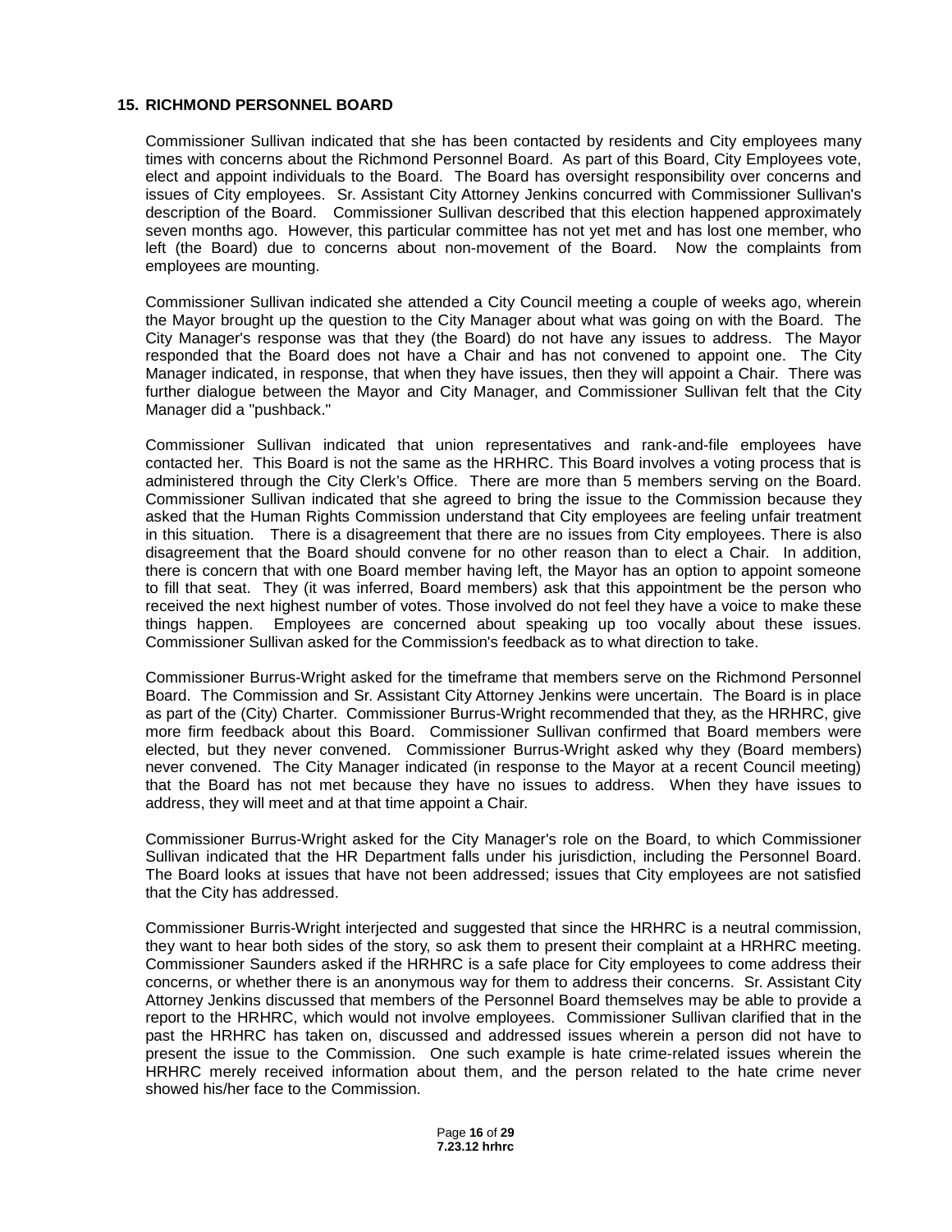## 15. RICHMOND PERSONNEL BOARD

Commissioner Sullivan indicated that she has been contacted by residents and City employees many times with concerns about the Richmond Personnel Board. As part of this Board, City Employees vote, elect and appoint individuals to the Board. The Board has oversight responsibility over concerns and issues of City employees. Sr. Assistant City Attorney Jenkins concurred with Commissioner Sullivan's description of the Board. Commissioner Sullivan described that this election happened approximately seven months ago. However, this particular committee has not yet met and has lost one member, who left (the Board) due to concerns about non-movement of the Board. Now the complaints from employees are mounting.

Commissioner Sullivan indicated she attended a City Council meeting a couple of weeks ago, wherein the Mayor brought up the question to the City Manager about what was going on with the Board. The City Manager's response was that they (the Board) do not have any issues to address. The Mayor responded that the Board does not have a Chair and has not convened to appoint one. The City Manager indicated, in response, that when they have issues, then they will appoint a Chair. There was further dialogue between the Mayor and City Manager, and Commissioner Sullivan felt that the City Manager did a "pushback."

Commissioner Sullivan indicated that union representatives and rank-and-file employees have contacted her. This Board is not the same as the HRHRC. This Board involves a voting process that is administered through the City Clerk's Office. There are more than 5 members serving on the Board. Commissioner Sullivan indicated that she agreed to bring the issue to the Commission because they asked that the Human Rights Commission understand that City employees are feeling unfair treatment in this situation. There is a disagreement that there are no issues from City employees. There is also disagreement that the Board should convene for no other reason than to elect a Chair. In addition, there is concern that with one Board member having left, the Mayor has an option to appoint someone to fill that seat. They (it was inferred, Board members) ask that this appointment be the person who received the next highest number of votes. Those involved do not feel they have a voice to make these things happen. Employees are concerned about speaking up too vocally about these issues. Commissioner Sullivan asked for the Commission's feedback as to what direction to take.

Commissioner Burrus-Wright asked for the timeframe that members serve on the Richmond Personnel Board. The Commission and Sr. Assistant City Attorney Jenkins were uncertain. The Board is in place as part of the (City) Charter. Commissioner Burrus-Wright recommended that they, as the HRHRC, give more firm feedback about this Board. Commissioner Sullivan confirmed that Board members were elected, but they never convened. Commissioner Burrus-Wright asked why they (Board members) never convened. The City Manager indicated (in response to the Mayor at a recent Council meeting) that the Board has not met because they have no issues to address. When they have issues to address, they will meet and at that time appoint a Chair.

Commissioner Burrus-Wright asked for the City Manager's role on the Board, to which Commissioner Sullivan indicated that the HR Department falls under his jurisdiction, including the Personnel Board. The Board looks at issues that have not been addressed; issues that City employees are not satisfied that the City has addressed.

Commissioner Burris-Wright interjected and suggested that since the HRHRC is a neutral commission, they want to hear both sides of the story, so ask them to present their complaint at a HRHRC meeting. Commissioner Saunders asked if the HRHRC is a safe place for City employees to come address their concerns, or whether there is an anonymous way for them to address their concerns. Sr. Assistant City Attorney Jenkins discussed that members of the Personnel Board themselves may be able to provide a report to the HRHRC, which would not involve employees. Commissioner Sullivan clarified that in the past the HRHRC has taken on, discussed and addressed issues wherein a person did not have to present the issue to the Commission. One such example is hate crime-related issues wherein the HRHRC merely received information about them, and the person related to the hate crime never showed his/her face to the Commission.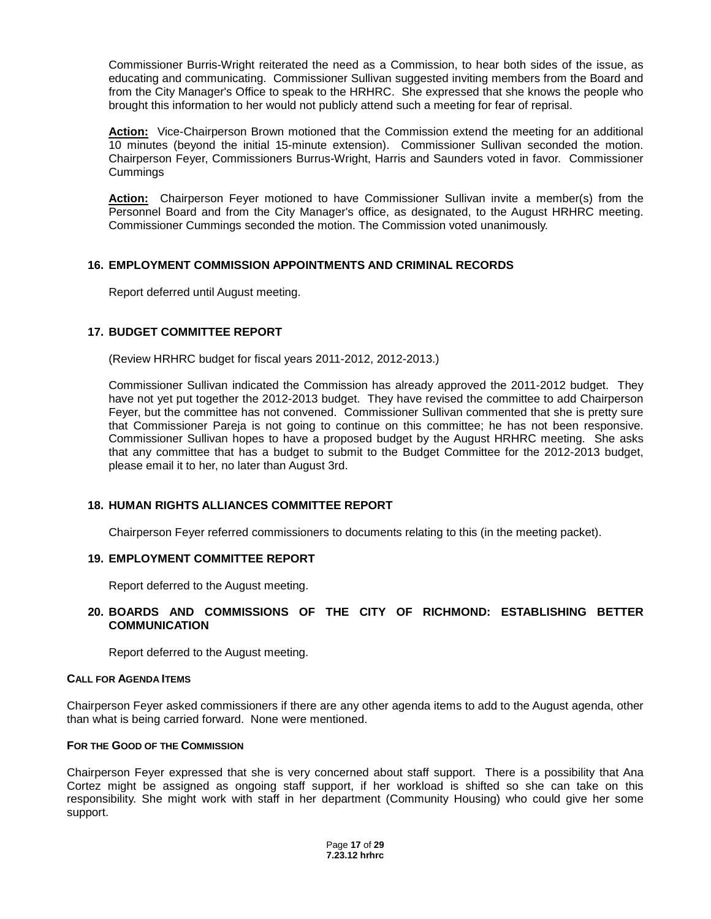Commissioner Burris-Wright reiterated the need as a Commission, to hear both sides of the issue, as educating and communicating. Commissioner Sullivan suggested inviting members from the Board and from the City Manager's Office to speak to the HRHRC. She expressed that she knows the people who brought this information to her would not publicly attend such a meeting for fear of reprisal.

**Action:** Vice-Chairperson Brown motioned that the Commission extend the meeting for an additional 10 minutes (beyond the initial 15-minute extension). Commissioner Sullivan seconded the motion. Chairperson Feyer, Commissioners Burrus-Wright, Harris and Saunders voted in favor. Commissioner Cummings

**Action:** Chairperson Feyer motioned to have Commissioner Sullivan invite a member(s) from the Personnel Board and from the City Manager's office, as designated, to the August HRHRC meeting. Commissioner Cummings seconded the motion. The Commission voted unanimously.

### 16. EMPLOYMENT COMMISSION APPOINTMENTS AND CRIMINAL RECORDS

Report deferred until August meeting.

### 17. BUDGET COMMITTEE REPORT

(Review HRHRC budget for fiscal years 2011-2012, 2012-2013.)

Commissioner Sullivan indicated the Commission has already approved the 2011-2012 budget. They have not yet put together the 2012-2013 budget. They have revised the committee to add Chairperson Feyer, but the committee has not convened. Commissioner Sullivan commented that she is pretty sure that Commissioner Pareja is not going to continue on this committee; he has not been responsive. Commissioner Sullivan hopes to have a proposed budget by the August HRHRC meeting. She asks that any committee that has a budget to submit to the Budget Committee for the 2012-2013 budget, please email it to her, no later than August 3rd.

### 18. HUMAN RIGHTS ALLIANCES COMMITTEE REPORT

Chairperson Feyer referred commissioners to documents relating to this (in the meeting packet).

### 19. EMPLOYMENT COMMITTEE REPORT

Report deferred to the August meeting.

### 20. BOARDS AND COMMISSIONS OF THE CITY OF RICHMOND: ESTABLISHING BETTER COMMUNICATION

Report deferred to the August meeting.

#### CALL FOR AGENDA ITEMS

Chairperson Feyer asked commissioners if there are any other agenda items to add to the August agenda, other than what is being carried forward. None were mentioned.

#### FOR THE GOOD OF THE COMMISSION

Chairperson Feyer expressed that she is very concerned about staff support. There is a possibility that Ana Cortez might be assigned as ongoing staff support, if her workload is shifted so she can take on this responsibility. She might work with staff in her department (Community Housing) who could give her some support.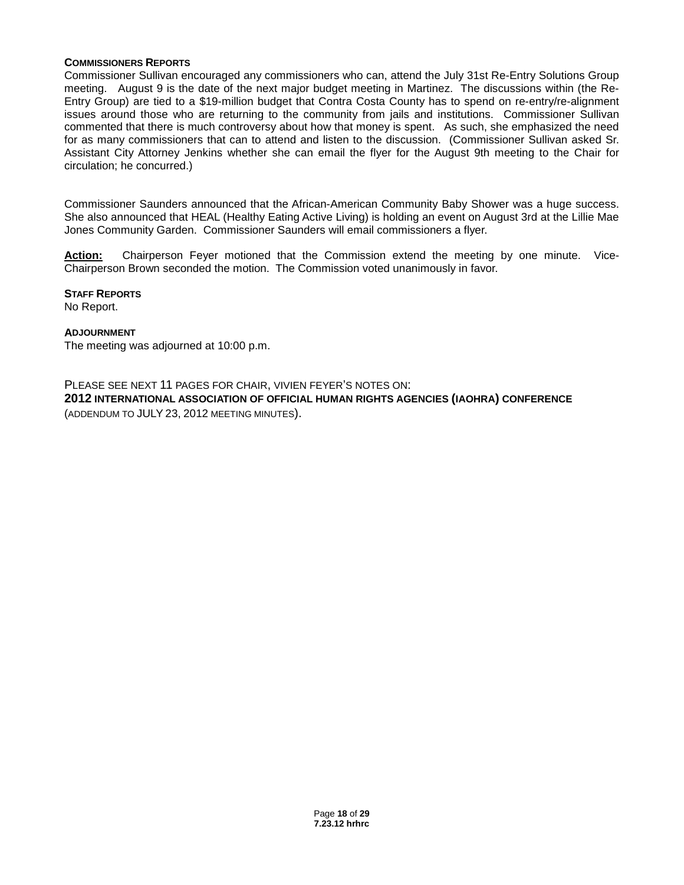**COMMISSIONERS REPORTS**

Commissioner Sullivan encouraged any commissioners who can, attend the July 31st Re-Entry Solutions Group meeting. August 9 is the date of the next major budget meeting in Martinez. The discussions within (the Re-Entry Group) are tied to a $19-million budget that Contra Costa County has to spend on re-entry/re-alignment issues around those who are returning to the community from jails and institutions. Commissioner Sullivan commented that there is much controversy about how that money is spent. As such, she emphasized the need for as many commissioners that can to attend and listen to the discussion. (Commissioner Sullivan asked Sr. Assistant City Attorney Jenkins whether she can email the flyer for the August 9th meeting to the Chair for circulation; he concurred.)

Commissioner Saunders announced that the African-American Community Baby Shower was a huge success. She also announced that HEAL (Healthy Eating Active Living) is holding an event on August 3rd at the Lillie Mae Jones Community Garden. Commissioner Saunders will email commissioners a flyer.

**Action:** Chairperson Feyer motioned that the Commission extend the meeting by one minute. Vice-Chairperson Brown seconded the motion. The Commission voted unanimously in favor.

**STAFF REPORTS**

No Report.

**ADJOURNMENT**

The meeting was adjourned at 10:00 p.m.

PLEASE SEE NEXT 11 PAGES FOR CHAIR, VIVIEN FEYER'S NOTES ON:

**2012 INTERNATIONAL ASSOCIATION OF OFFICIAL HUMAN RIGHTS AGENCIES (IAOHRA) CONFERENCE**

(ADDENDUM TO JULY 23, 2012 MEETING MINUTES).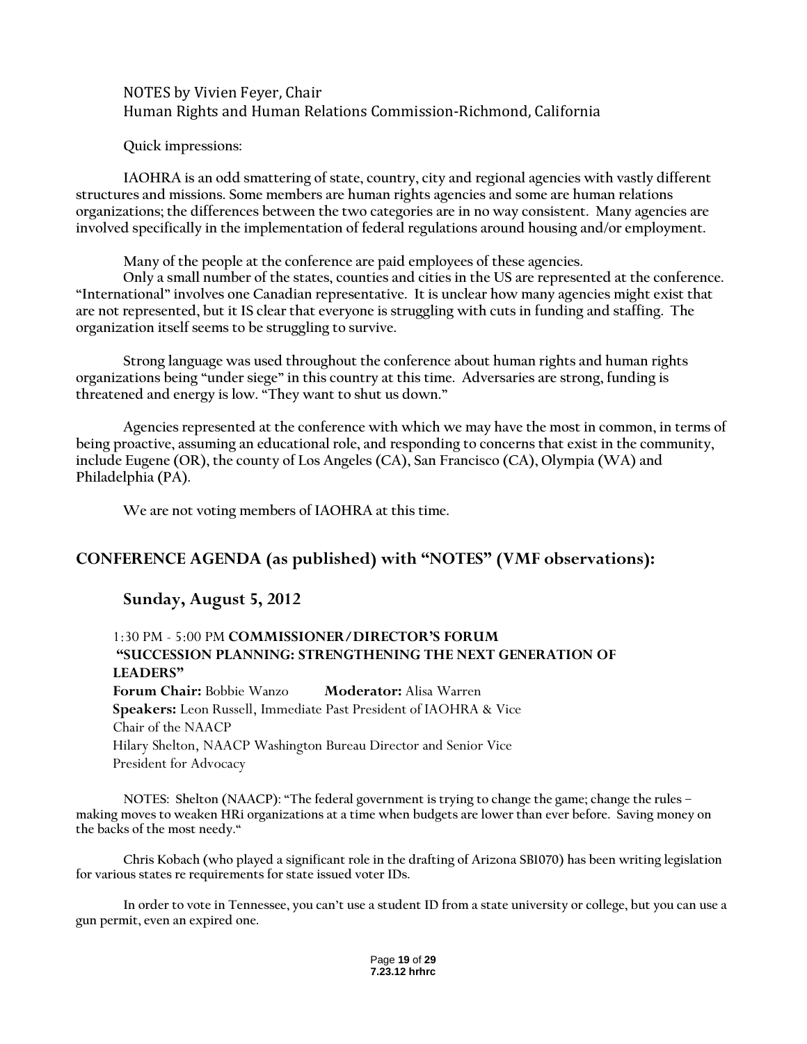NOTES by Vivien Feyer, Chair
Human Rights and Human Relations Commission-Richmond, California

Quick impressions:

IAOHRA is an odd smattering of state, country, city and regional agencies with vastly different structures and missions. Some members are human rights agencies and some are human relations organizations; the differences between the two categories are in no way consistent. Many agencies are involved specifically in the implementation of federal regulations around housing and/or employment.

Many of the people at the conference are paid employees of these agencies.

Only a small number of the states, counties and cities in the US are represented at the conference. "International" involves one Canadian representative. It is unclear how many agencies might exist that are not represented, but it IS clear that everyone is struggling with cuts in funding and staffing. The organization itself seems to be struggling to survive.

Strong language was used throughout the conference about human rights and human rights organizations being "under siege" in this country at this time. Adversaries are strong, funding is threatened and energy is low. "They want to shut us down."

Agencies represented at the conference with which we may have the most in common, in terms of being proactive, assuming an educational role, and responding to concerns that exist in the community, include Eugene (OR), the county of Los Angeles (CA), San Francisco (CA), Olympia (WA) and Philadelphia (PA).

We are not voting members of IAOHRA at this time.

## CONFERENCE AGENDA (as published) with "NOTES" (VMF observations):

### Sunday, August 5, 2012

1:30 PM - 5:00 PM **COMMISSIONER/DIRECTOR'S FORUM**
**"SUCCESSION PLANNING: STRENGTHENING THE NEXT GENERATION OF LEADERS"**
**Forum Chair:** Bobbie Wanzo **Moderator:** Alisa Warren
**Speakers:** Leon Russell, Immediate Past President of IAOHRA & Vice Chair of the NAACP
Hilary Shelton, NAACP Washington Bureau Director and Senior Vice President for Advocacy

NOTES: Shelton (NAACP): "The federal government is trying to change the game; change the rules – making moves to weaken HRi organizations at a time when budgets are lower than ever before. Saving money on the backs of the most needy."

Chris Kobach (who played a significant role in the drafting of Arizona SB1070) has been writing legislation for various states re requirements for state issued voter IDs.

In order to vote in Tennessee, you can't use a student ID from a state university or college, but you can use a gun permit, even an expired one.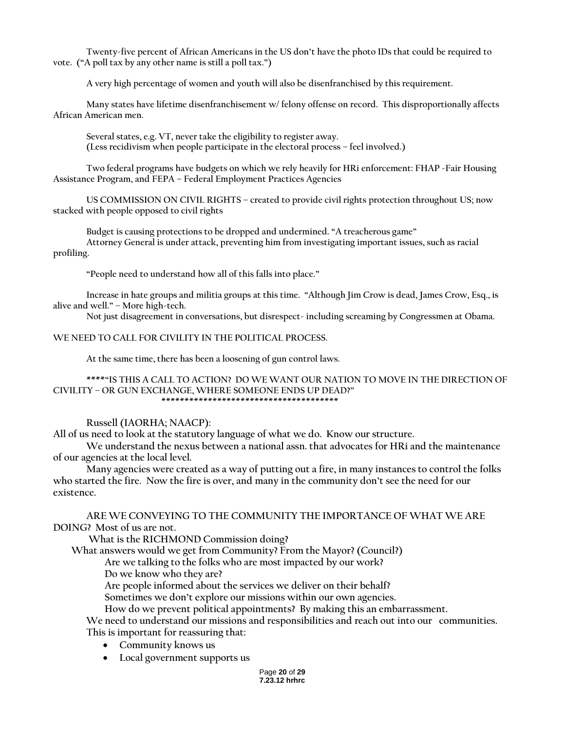Twenty-five percent of African Americans in the US don't have the photo IDs that could be required to vote. ("A poll tax by any other name is still a poll tax.")

A very high percentage of women and youth will also be disenfranchised by this requirement.

Many states have lifetime disenfranchisement w/ felony offense on record. This disproportionally affects African American men.

Several states, e.g. VT, never take the eligibility to register away.
(Less recidivism when people participate in the electoral process – feel involved.)

Two federal programs have budgets on which we rely heavily for HRi enforcement: FHAP -Fair Housing Assistance Program, and FEPA – Federal Employment Practices Agencies

US COMMISSION ON CIVIL RIGHTS – created to provide civil rights protection throughout US; now stacked with people opposed to civil rights

Budget is causing protections to be dropped and undermined. "A treacherous game"
Attorney General is under attack, preventing him from investigating important issues, such as racial profiling.

"People need to understand how all of this falls into place."

Increase in hate groups and militia groups at this time. "Although Jim Crow is dead, James Crow, Esq., is alive and well." – More high-tech.
Not just disagreement in conversations, but disrespect- including screaming by Congressmen at Obama.

WE NEED TO CALL FOR CIVILITY IN THE POLITICAL PROCESS.

At the same time, there has been a loosening of gun control laws.

****"IS THIS A CALL TO ACTION? DO WE WANT OUR NATION TO MOVE IN THE DIRECTION OF CIVILITY – OR GUN EXCHANGE, WHERE SOMEONE ENDS UP DEAD?"
***************************************

Russell (IAORHA; NAACP):
All of us need to look at the statutory language of what we do. Know our structure.
We understand the nexus between a national assn. that advocates for HRi and the maintenance of our agencies at the local level.
Many agencies were created as a way of putting out a fire, in many instances to control the folks who started the fire. Now the fire is over, and many in the community don't see the need for our existence.

ARE WE CONVEYING TO THE COMMUNITY THE IMPORTANCE OF WHAT WE ARE DOING? Most of us are not.
What is the RICHMOND Commission doing?
What answers would we get from Community? From the Mayor? (Council?)
Are we talking to the folks who are most impacted by our work?
Do we know who they are?
Are people informed about the services we deliver on their behalf?
Sometimes we don't explore our missions within our own agencies.
How do we prevent political appointments? By making this an embarrassment.
We need to understand our missions and responsibilities and reach out into our communities.
This is important for reassuring that:

- Community knows us
- Local government supports us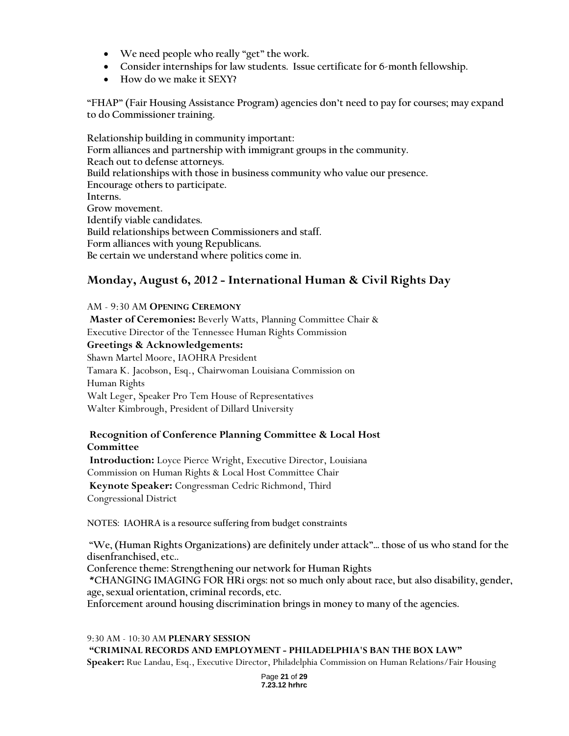- We need people who really "get" the work.
- Consider internships for law students. Issue certificate for 6-month fellowship.
- How do we make it SEXY?

"FHAP" (Fair Housing Assistance Program) agencies don't need to pay for courses; may expand to do Commissioner training.

Relationship building in community important:
Form alliances and partnership with immigrant groups in the community.
Reach out to defense attorneys.
Build relationships with those in business community who value our presence.
Encourage others to participate.
Interns.
Grow movement.
Identify viable candidates.
Build relationships between Commissioners and staff.
Form alliances with young Republicans.
Be certain we understand where politics come in.

## Monday, August 6, 2012 - International Human & Civil Rights Day

AM - 9:30 AM **Opening Ceremony**
**Master of Ceremonies:** Beverly Watts, Planning Committee Chair & Executive Director of the Tennessee Human Rights Commission
**Greetings & Acknowledgements:**
Shawn Martel Moore, IAOHRA President
Tamara K. Jacobson, Esq., Chairwoman Louisiana Commission on Human Rights
Walt Leger, Speaker Pro Tem House of Representatives
Walter Kimbrough, President of Dillard University

**Recognition of Conference Planning Committee & Local Host Committee**
**Introduction:** Loyce Pierce Wright, Executive Director, Louisiana Commission on Human Rights & Local Host Committee Chair
**Keynote Speaker:** Congressman Cedric Richmond, Third Congressional District

NOTES: IAOHRA is a resource suffering from budget constraints

"We, (Human Rights Organizations) are definitely under attack"… those of us who stand for the disenfranchised, etc..
Conference theme: Strengthening our network for Human Rights
*CHANGING IMAGING FOR HRi orgs: not so much only about race, but also disability, gender, age, sexual orientation, criminal records, etc.
Enforcement around housing discrimination brings in money to many of the agencies.

9:30 AM - 10:30 AM **PLENARY SESSION**
**"CRIMINAL RECORDS AND EMPLOYMENT - PHILADELPHIA'S BAN THE BOX LAW"**
**Speaker:** Rue Landau, Esq., Executive Director, Philadelphia Commission on Human Relations/Fair Housing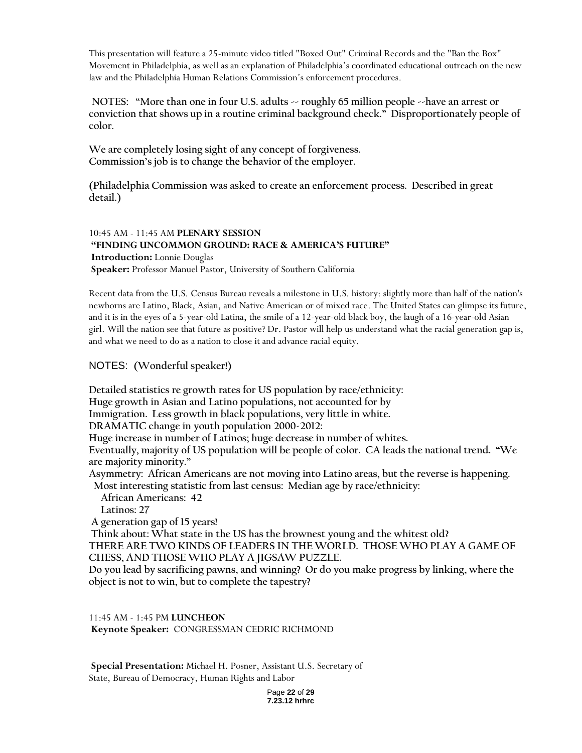This presentation will feature a 25-minute video titled "Boxed Out" Criminal Records and the "Ban the Box" Movement in Philadelphia, as well as an explanation of Philadelphia's coordinated educational outreach on the new law and the Philadelphia Human Relations Commission's enforcement procedures.

**NOTES: "More than one in four U.S. adults -- roughly 65 million people --have an arrest or conviction that shows up in a routine criminal background check." Disproportionately people of color.**

**We are completely losing sight of any concept of forgiveness.**
**Commission's job is to change the behavior of the employer.**

**(Philadelphia Commission was asked to create an enforcement process. Described in great detail.)**

10:45 AM - 11:45 AM **PLENARY SESSION**
**"FINDING UNCOMMON GROUND: RACE & AMERICA'S FUTURE"**
**Introduction:** Lonnie Douglas
**Speaker:** Professor Manuel Pastor, University of Southern California

Recent data from the U.S. Census Bureau reveals a milestone in U.S. history: slightly more than half of the nation's newborns are Latino, Black, Asian, and Native American or of mixed race. The United States can glimpse its future, and it is in the eyes of a 5-year-old Latina, the smile of a 12-year-old black boy, the laugh of a 16-year-old Asian girl. Will the nation see that future as positive? Dr. Pastor will help us understand what the racial generation gap is, and what we need to do as a nation to close it and advance racial equity.

NOTES: **(Wonderful speaker!)**

**Detailed statistics re growth rates for US population by race/ethnicity:**
**Huge growth in Asian and Latino populations, not accounted for by**
**Immigration. Less growth in black populations, very little in white.**
**DRAMATIC change in youth population 2000-2012:**
**Huge increase in number of Latinos; huge decrease in number of whites.**
**Eventually, majority of US population will be people of color. CA leads the national trend. "We are majority minority."**
**Asymmetry: African Americans are not moving into Latino areas, but the reverse is happening.**
**Most interesting statistic from last census: Median age by race/ethnicity:**
**African Americans: 42**
**Latinos: 27**
**A generation gap of 15 years!**
**Think about: What state in the US has the brownest young and the whitest old?**
**THERE ARE TWO KINDS OF LEADERS IN THE WORLD. THOSE WHO PLAY A GAME OF CHESS, AND THOSE WHO PLAY A JIGSAW PUZZLE.**
**Do you lead by sacrificing pawns, and winning? Or do you make progress by linking, where the object is not to win, but to complete the tapestry?**

11:45 AM - 1:45 PM **LUNCHEON**
**Keynote Speaker:** CONGRESSMAN CEDRIC RICHMOND

**Special Presentation:** Michael H. Posner, Assistant U.S. Secretary of State, Bureau of Democracy, Human Rights and Labor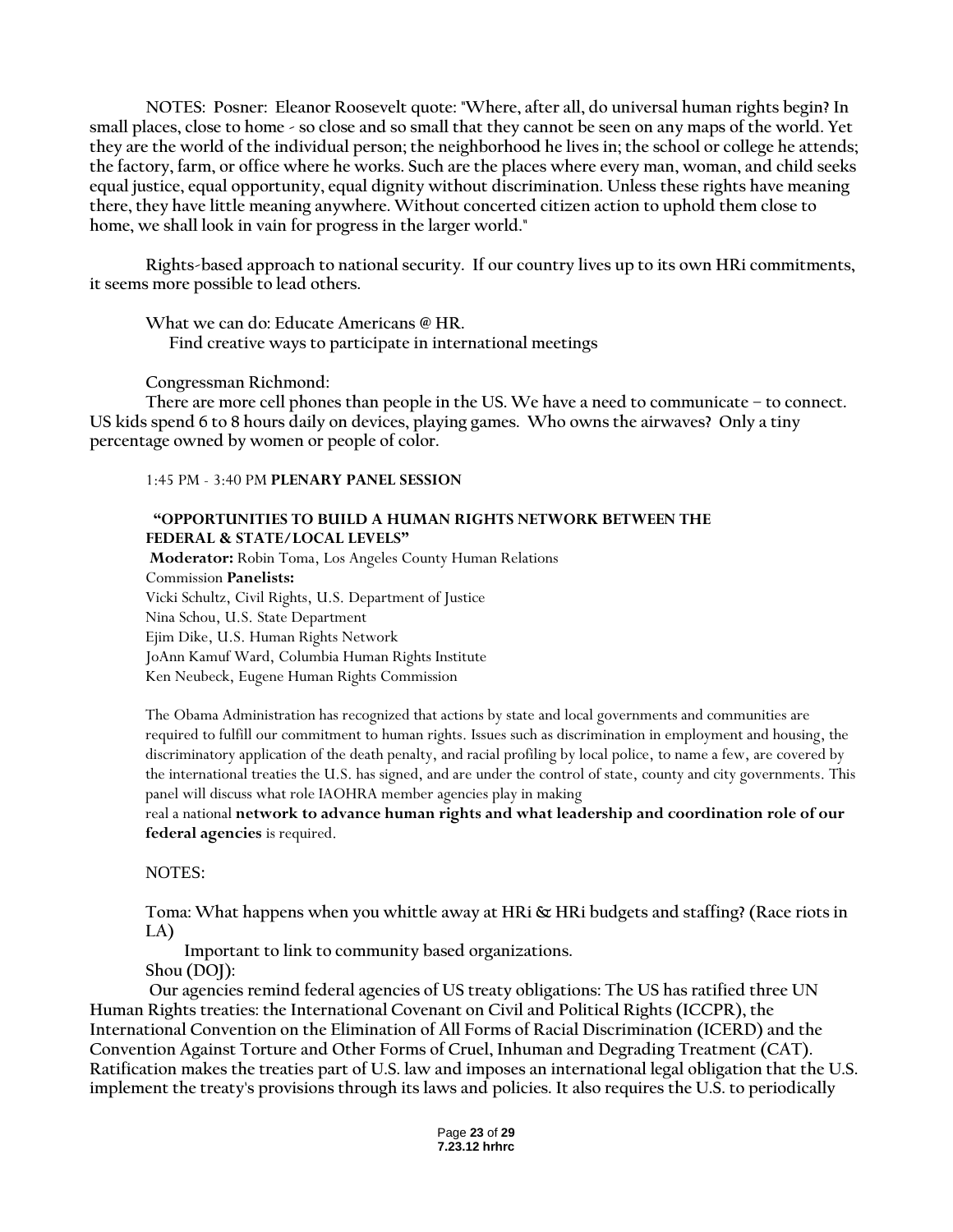NOTES: Posner: Eleanor Roosevelt quote: "Where, after all, do universal human rights begin? In small places, close to home - so close and so small that they cannot be seen on any maps of the world. Yet they are the world of the individual person; the neighborhood he lives in; the school or college he attends; the factory, farm, or office where he works. Such are the places where every man, woman, and child seeks equal justice, equal opportunity, equal dignity without discrimination. Unless these rights have meaning there, they have little meaning anywhere. Without concerted citizen action to uphold them close to home, we shall look in vain for progress in the larger world."

Rights-based approach to national security. If our country lives up to its own HRi commitments, it seems more possible to lead others.

What we can do: Educate Americans @ HR.
Find creative ways to participate in international meetings

Congressman Richmond:
There are more cell phones than people in the US. We have a need to communicate – to connect. US kids spend 6 to 8 hours daily on devices, playing games. Who owns the airwaves? Only a tiny percentage owned by women or people of color.

1:45 PM - 3:40 PM **PLENARY PANEL SESSION**

**"OPPORTUNITIES TO BUILD A HUMAN RIGHTS NETWORK BETWEEN THE FEDERAL & STATE/LOCAL LEVELS"**

**Moderator:** Robin Toma, Los Angeles County Human Relations Commission **Panelists:**
Vicki Schultz, Civil Rights, U.S. Department of Justice
Nina Schou, U.S. State Department
Ejim Dike, U.S. Human Rights Network
JoAnn Kamuf Ward, Columbia Human Rights Institute
Ken Neubeck, Eugene Human Rights Commission

The Obama Administration has recognized that actions by state and local governments and communities are required to fulfill our commitment to human rights. Issues such as discrimination in employment and housing, the discriminatory application of the death penalty, and racial profiling by local police, to name a few, are covered by the international treaties the U.S. has signed, and are under the control of state, county and city governments. This panel will discuss what role IAOHRA member agencies play in making real a national **network to advance human rights and what leadership and coordination role of our federal agencies** is required.

NOTES:

Toma: What happens when you whittle away at HRi & HRi budgets and staffing? (Race riots in LA)
Important to link to community based organizations.
Shou (DOJ):
Our agencies remind federal agencies of US treaty obligations: The US has ratified three UN Human Rights treaties: the International Covenant on Civil and Political Rights (ICCPR), the International Convention on the Elimination of All Forms of Racial Discrimination (ICERD) and the Convention Against Torture and Other Forms of Cruel, Inhuman and Degrading Treatment (CAT). Ratification makes the treaties part of U.S. law and imposes an international legal obligation that the U.S. implement the treaty's provisions through its laws and policies. It also requires the U.S. to periodically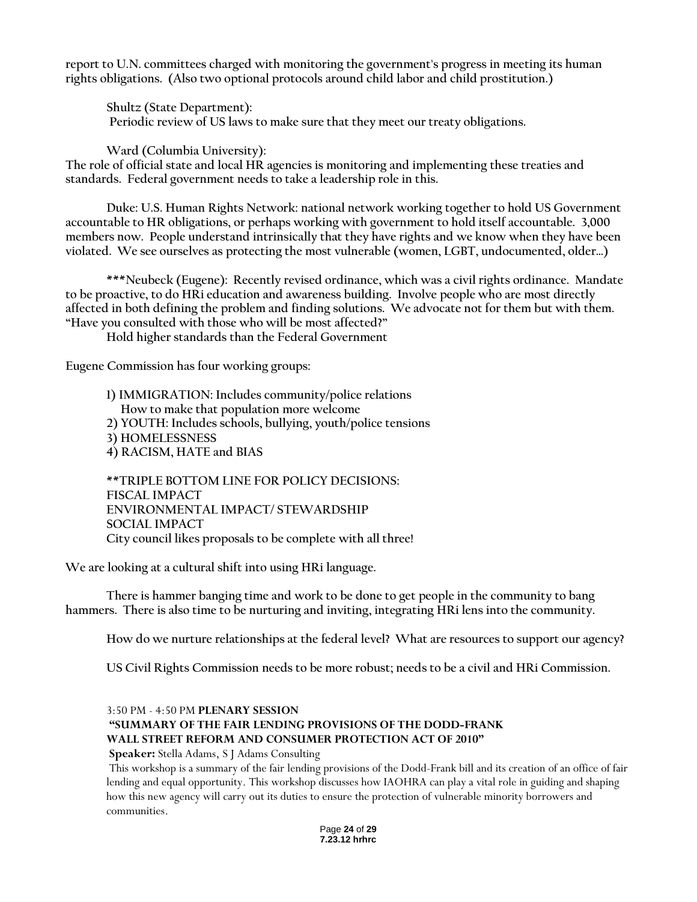report to U.N. committees charged with monitoring the government's progress in meeting its human rights obligations. (Also two optional protocols around child labor and child prostitution.)

Shultz (State Department):
Periodic review of US laws to make sure that they meet our treaty obligations.

Ward (Columbia University):
The role of official state and local HR agencies is monitoring and implementing these treaties and standards. Federal government needs to take a leadership role in this.

Duke: U.S. Human Rights Network: national network working together to hold US Government accountable to HR obligations, or perhaps working with government to hold itself accountable. 3,000 members now. People understand intrinsically that they have rights and we know when they have been violated. We see ourselves as protecting the most vulnerable (women, LGBT, undocumented, older…)

***Neubeck (Eugene): Recently revised ordinance, which was a civil rights ordinance. Mandate to be proactive, to do HRi education and awareness building. Involve people who are most directly affected in both defining the problem and finding solutions. We advocate not for them but with them. "Have you consulted with those who will be most affected?"
Hold higher standards than the Federal Government

Eugene Commission has four working groups:

1) IMMIGRATION: Includes community/police relations
   How to make that population more welcome
2) YOUTH: Includes schools, bullying, youth/police tensions
3) HOMELESSNESS
4) RACISM, HATE and BIAS

**TRIPLE BOTTOM LINE FOR POLICY DECISIONS:
FISCAL IMPACT
ENVIRONMENTAL IMPACT/ STEWARDSHIP
SOCIAL IMPACT
City council likes proposals to be complete with all three!

We are looking at a cultural shift into using HRi language.

There is hammer banging time and work to be done to get people in the community to bang hammers. There is also time to be nurturing and inviting, integrating HRi lens into the community.

How do we nurture relationships at the federal level? What are resources to support our agency?

US Civil Rights Commission needs to be more robust; needs to be a civil and HRi Commission.

3:50 PM - 4:50 PM **PLENARY SESSION**
**"SUMMARY OF THE FAIR LENDING PROVISIONS OF THE DODD-FRANK WALL STREET REFORM AND CONSUMER PROTECTION ACT OF 2010"**
**Speaker:** Stella Adams, S J Adams Consulting
This workshop is a summary of the fair lending provisions of the Dodd-Frank bill and its creation of an office of fair lending and equal opportunity. This workshop discusses how IAOHRA can play a vital role in guiding and shaping how this new agency will carry out its duties to ensure the protection of vulnerable minority borrowers and communities.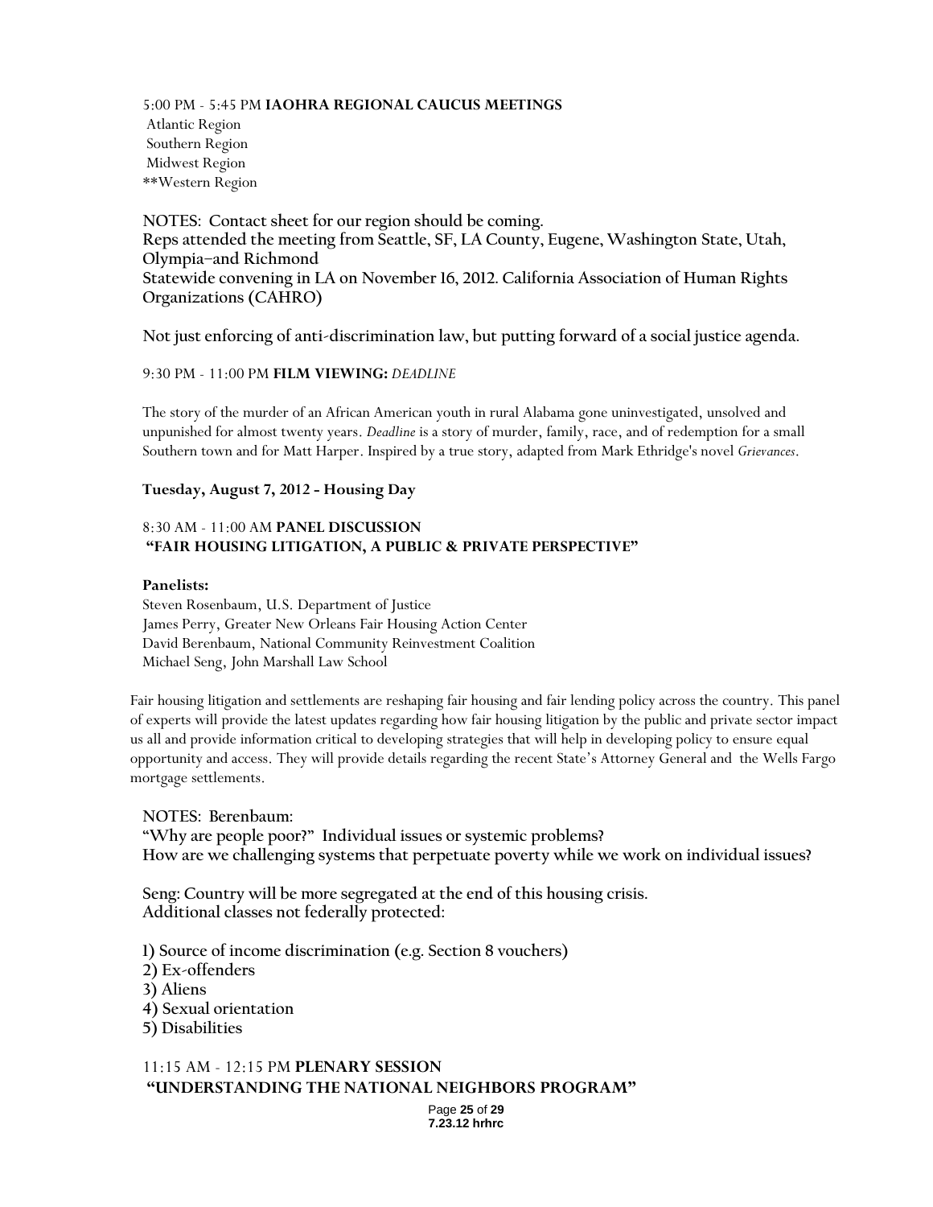5:00 PM - 5:45 PM **IAOHRA REGIONAL CAUCUS MEETINGS**

Atlantic Region
Southern Region
Midwest Region
**Western Region

NOTES: Contact sheet for our region should be coming.
Reps attended the meeting from Seattle, SF, LA County, Eugene, Washington State, Utah, Olympia–and Richmond
Statewide convening in LA on November 16, 2012. California Association of Human Rights Organizations (CAHRO)

Not just enforcing of anti-discrimination law, but putting forward of a social justice agenda.

9:30 PM - 11:00 PM **FILM VIEWING:** *DEADLINE*

The story of the murder of an African American youth in rural Alabama gone uninvestigated, unsolved and unpunished for almost twenty years. *Deadline* is a story of murder, family, race, and of redemption for a small Southern town and for Matt Harper. Inspired by a true story, adapted from Mark Ethridge's novel *Grievances*.

**Tuesday, August 7, 2012 - Housing Day**

8:30 AM - 11:00 AM **PANEL DISCUSSION**
**"FAIR HOUSING LITIGATION, A PUBLIC & PRIVATE PERSPECTIVE"**

**Panelists:**
Steven Rosenbaum, U.S. Department of Justice
James Perry, Greater New Orleans Fair Housing Action Center
David Berenbaum, National Community Reinvestment Coalition
Michael Seng, John Marshall Law School

Fair housing litigation and settlements are reshaping fair housing and fair lending policy across the country. This panel of experts will provide the latest updates regarding how fair housing litigation by the public and private sector impact us all and provide information critical to developing strategies that will help in developing policy to ensure equal opportunity and access. They will provide details regarding the recent State's Attorney General and the Wells Fargo mortgage settlements.

NOTES: Berenbaum:
"Why are people poor?" Individual issues or systemic problems?
How are we challenging systems that perpetuate poverty while we work on individual issues?

Seng: Country will be more segregated at the end of this housing crisis.
Additional classes not federally protected:

1) Source of income discrimination (e.g. Section 8 vouchers)
2) Ex-offenders
3) Aliens
4) Sexual orientation
5) Disabilities

11:15 AM - 12:15 PM **PLENARY SESSION**
**"UNDERSTANDING THE NATIONAL NEIGHBORS PROGRAM"**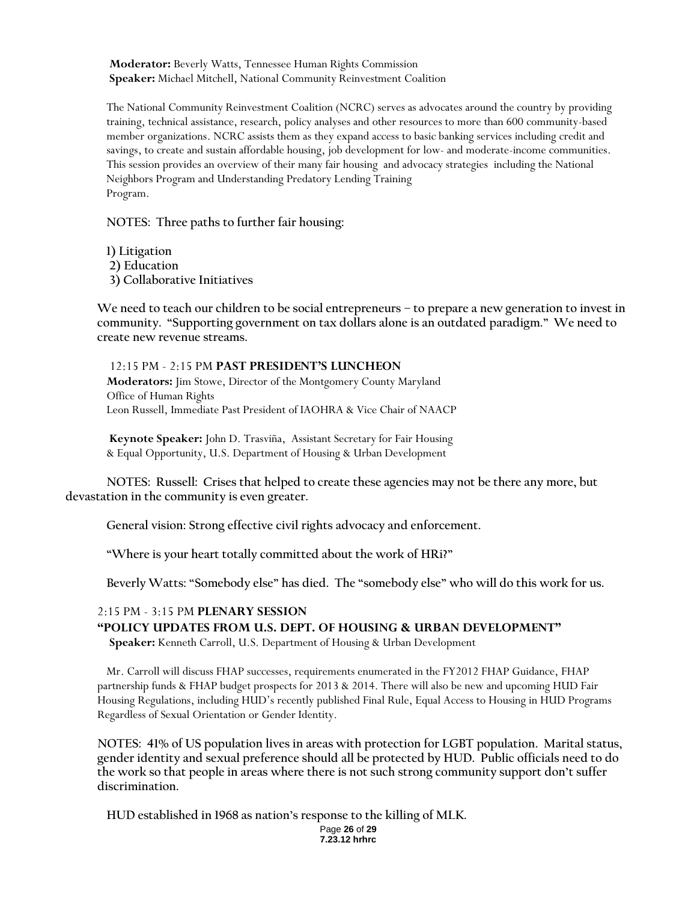**Moderator:** Beverly Watts, Tennessee Human Rights Commission
**Speaker:** Michael Mitchell, National Community Reinvestment Coalition

The National Community Reinvestment Coalition (NCRC) serves as advocates around the country by providing training, technical assistance, research, policy analyses and other resources to more than 600 community-based member organizations. NCRC assists them as they expand access to basic banking services including credit and savings, to create and sustain affordable housing, job development for low- and moderate-income communities. This session provides an overview of their many fair housing and advocacy strategies including the National Neighbors Program and Understanding Predatory Lending Training Program.

NOTES: Three paths to further fair housing:

1) Litigation
2) Education
3) Collaborative Initiatives

We need to teach our children to be social entrepreneurs – to prepare a new generation to invest in community. "Supporting government on tax dollars alone is an outdated paradigm." We need to create new revenue streams.

12:15 PM - 2:15 PM **PAST PRESIDENT'S LUNCHEON**

**Moderators:** Jim Stowe, Director of the Montgomery County Maryland Office of Human Rights
Leon Russell, Immediate Past President of IAOHRA & Vice Chair of NAACP

**Keynote Speaker:** John D. Trasviña, Assistant Secretary for Fair Housing & Equal Opportunity, U.S. Department of Housing & Urban Development

NOTES: Russell: Crises that helped to create these agencies may not be there any more, but devastation in the community is even greater.

General vision: Strong effective civil rights advocacy and enforcement.

"Where is your heart totally committed about the work of HRi?"

Beverly Watts: "Somebody else" has died. The "somebody else" who will do this work for us.

2:15 PM - 3:15 PM **PLENARY SESSION**

**"POLICY UPDATES FROM U.S. DEPT. OF HOUSING & URBAN DEVELOPMENT"**

**Speaker:** Kenneth Carroll, U.S. Department of Housing & Urban Development

Mr. Carroll will discuss FHAP successes, requirements enumerated in the FY2012 FHAP Guidance, FHAP partnership funds & FHAP budget prospects for 2013 & 2014. There will also be new and upcoming HUD Fair Housing Regulations, including HUD's recently published Final Rule, Equal Access to Housing in HUD Programs Regardless of Sexual Orientation or Gender Identity.

NOTES: 41% of US population lives in areas with protection for LGBT population. Marital status, gender identity and sexual preference should all be protected by HUD. Public officials need to do the work so that people in areas where there is not such strong community support don't suffer discrimination.

HUD established in 1968 as nation's response to the killing of MLK.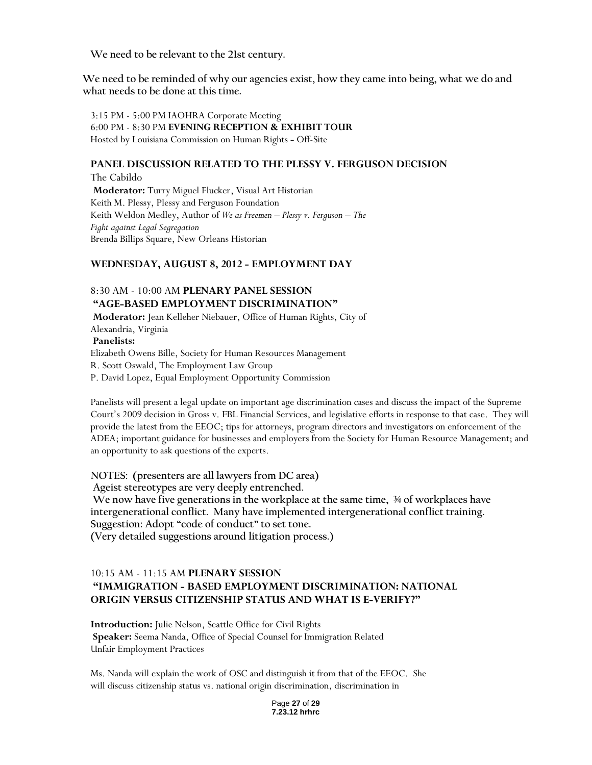We need to be relevant to the 21st century.

We need to be reminded of why our agencies exist, how they came into being, what we do and what needs to be done at this time.

3:15 PM - 5:00 PM IAOHRA Corporate Meeting
6:00 PM - 8:30 PM **EVENING RECEPTION & EXHIBIT TOUR**
Hosted by Louisiana Commission on Human Rights **-** Off-Site

**PANEL DISCUSSION RELATED TO THE PLESSY V. FERGUSON DECISION**

The Cabildo
**Moderator:** Turry Miguel Flucker, Visual Art Historian
Keith M. Plessy, Plessy and Ferguson Foundation
Keith Weldon Medley, Author of *We as Freemen – Plessy v. Ferguson – The Fight against Legal Segregation*
Brenda Billips Square, New Orleans Historian

**WEDNESDAY, AUGUST 8, 2012 - EMPLOYMENT DAY**

8:30 AM - 10:00 AM **PLENARY PANEL SESSION**
**"AGE-BASED EMPLOYMENT DISCRIMINATION"**
**Moderator:** Jean Kelleher Niebauer, Office of Human Rights, City of Alexandria, Virginia
**Panelists:**
Elizabeth Owens Bille, Society for Human Resources Management
R. Scott Oswald, The Employment Law Group
P. David Lopez, Equal Employment Opportunity Commission

Panelists will present a legal update on important age discrimination cases and discuss the impact of the Supreme Court's 2009 decision in Gross v. FBL Financial Services, and legislative efforts in response to that case. They will provide the latest from the EEOC; tips for attorneys, program directors and investigators on enforcement of the ADEA; important guidance for businesses and employers from the Society for Human Resource Management; and an opportunity to ask questions of the experts.

NOTES: (presenters are all lawyers from DC area)
Ageist stereotypes are very deeply entrenched.
We now have five generations in the workplace at the same time, ¾ of workplaces have intergenerational conflict. Many have implemented intergenerational conflict training.
Suggestion: Adopt "code of conduct" to set tone.
(Very detailed suggestions around litigation process.)

10:15 AM - 11:15 AM **PLENARY SESSION**
**"IMMIGRATION - BASED EMPLOYMENT DISCRIMINATION: NATIONAL ORIGIN VERSUS CITIZENSHIP STATUS AND WHAT IS E-VERIFY?"**

**Introduction:** Julie Nelson, Seattle Office for Civil Rights
**Speaker:** Seema Nanda, Office of Special Counsel for Immigration Related Unfair Employment Practices

Ms. Nanda will explain the work of OSC and distinguish it from that of the EEOC. She will discuss citizenship status vs. national origin discrimination, discrimination in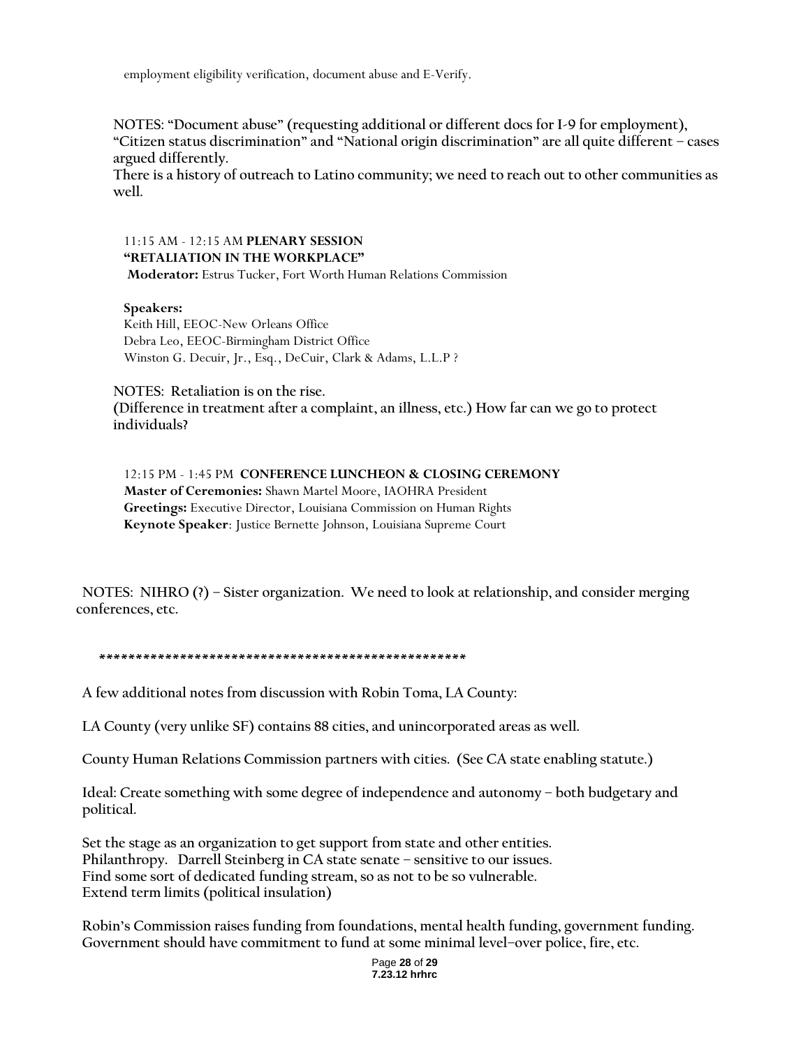employment eligibility verification, document abuse and E-Verify.

**NOTES: "Document abuse" (requesting additional or different docs for I-9 for employment), "Citizen status discrimination" and "National origin discrimination" are all quite different – cases argued differently.**
**There is a history of outreach to Latino community; we need to reach out to other communities as well.**

11:15 AM - 12:15 AM **PLENARY SESSION**
**"RETALIATION IN THE WORKPLACE"**
**Moderator:** Estrus Tucker, Fort Worth Human Relations Commission

**Speakers:**
Keith Hill, EEOC-New Orleans Office
Debra Leo, EEOC-Birmingham District Office
Winston G. Decuir, Jr., Esq., DeCuir, Clark & Adams, L.L.P ?

**NOTES: Retaliation is on the rise.**
**(Difference in treatment after a complaint, an illness, etc.) How far can we go to protect individuals?**

12:15 PM - 1:45 PM **CONFERENCE LUNCHEON & CLOSING CEREMONY**
**Master of Ceremonies:** Shawn Martel Moore, IAOHRA President
**Greetings:** Executive Director, Louisiana Commission on Human Rights
**Keynote Speaker**: Justice Bernette Johnson, Louisiana Supreme Court

**NOTES: NIHRO (?) – Sister organization. We need to look at relationship, and consider merging conferences, etc.**

**\*\*\*\*\*\*\*\*\*\*\*\*\*\*\*\*\*\*\*\*\*\*\*\*\*\*\*\*\*\*\*\*\*\*\*\*\*\*\*\*\*\*\*\*\*\*\*\*\*\*\*\***

**A few additional notes from discussion with Robin Toma, LA County:**

**LA County (very unlike SF) contains 88 cities, and unincorporated areas as well.**

**County Human Relations Commission partners with cities. (See CA state enabling statute.)**

**Ideal: Create something with some degree of independence and autonomy – both budgetary and political.**

**Set the stage as an organization to get support from state and other entities.**
**Philanthropy. Darrell Steinberg in CA state senate – sensitive to our issues.**
**Find some sort of dedicated funding stream, so as not to be so vulnerable.**
**Extend term limits (political insulation)**

**Robin's Commission raises funding from foundations, mental health funding, government funding.**
**Government should have commitment to fund at some minimal level–over police, fire, etc.**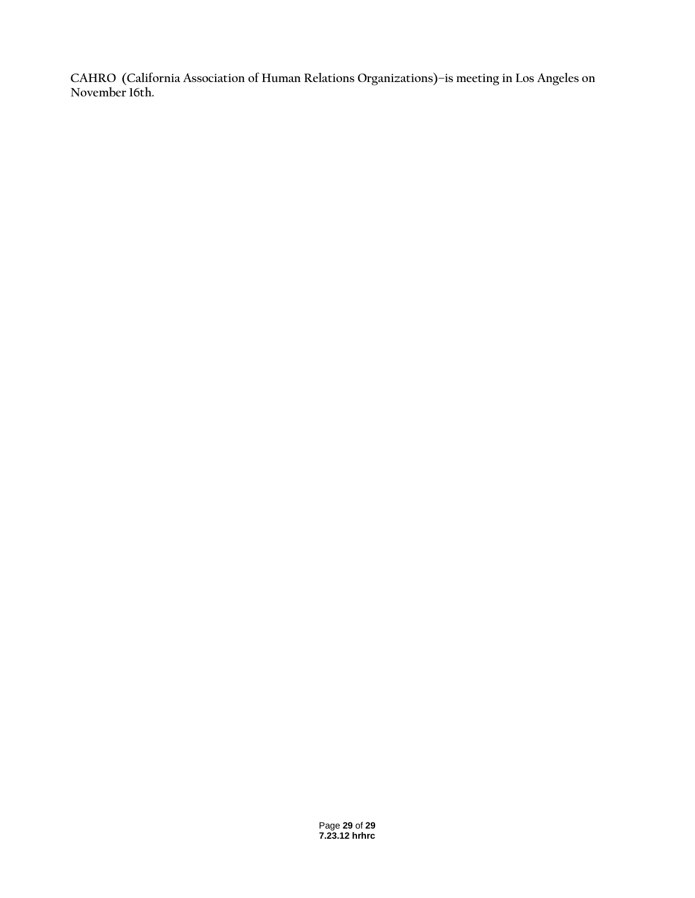**CAHRO (California Association of Human Relations Organizations)–is meeting in Los Angeles on November 16th.**